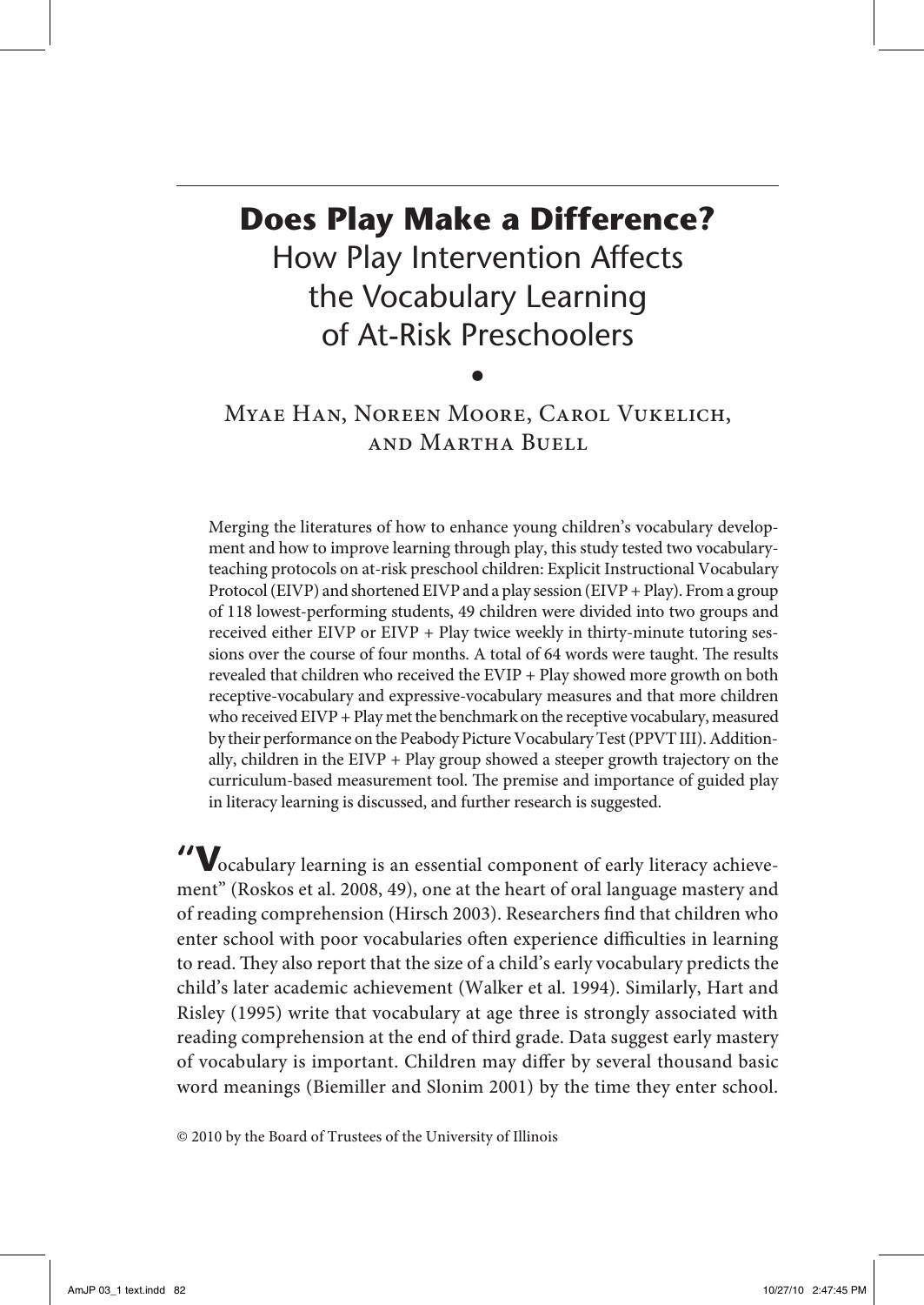# Does Play Make a Difference?

## How Play Intervention Affects the Vocabulary Learning of At-Risk Preschoolers

•

Myae Han, Noreen Moore, Carol Vukelich, and Martha Buell

Merging the literatures of how to enhance young children's vocabulary development and how to improve learning through play, this study tested two vocabulary-teaching protocols on at-risk preschool children: Explicit Instructional Vocabulary Protocol (EIVP) and shortened EIVP and a play session (EIVP + Play). From a group of 118 lowest-performing students, 49 children were divided into two groups and received either EIVP or EIVP + Play twice weekly in thirty-minute tutoring sessions over the course of four months. A total of 64 words were taught. The results revealed that children who received the EVIP + Play showed more growth on both receptive-vocabulary and expressive-vocabulary measures and that more children who received EIVP + Play met the benchmark on the receptive vocabulary, measured by their performance on the Peabody Picture Vocabulary Test (PPVT III). Additionally, children in the EIVP + Play group showed a steeper growth trajectory on the curriculum-based measurement tool. The premise and importance of guided play in literacy learning is discussed, and further research is suggested.

"Vocabulary learning is an essential component of early literacy achievement" (Roskos et al. 2008, 49), one at the heart of oral language mastery and of reading comprehension (Hirsch 2003). Researchers find that children who enter school with poor vocabularies often experience difficulties in learning to read. They also report that the size of a child's early vocabulary predicts the child's later academic achievement (Walker et al. 1994). Similarly, Hart and Risley (1995) write that vocabulary at age three is strongly associated with reading comprehension at the end of third grade. Data suggest early mastery of vocabulary is important. Children may differ by several thousand basic word meanings (Biemiller and Slonim 2001) by the time they enter school.

© 2010 by the Board of Trustees of the University of Illinois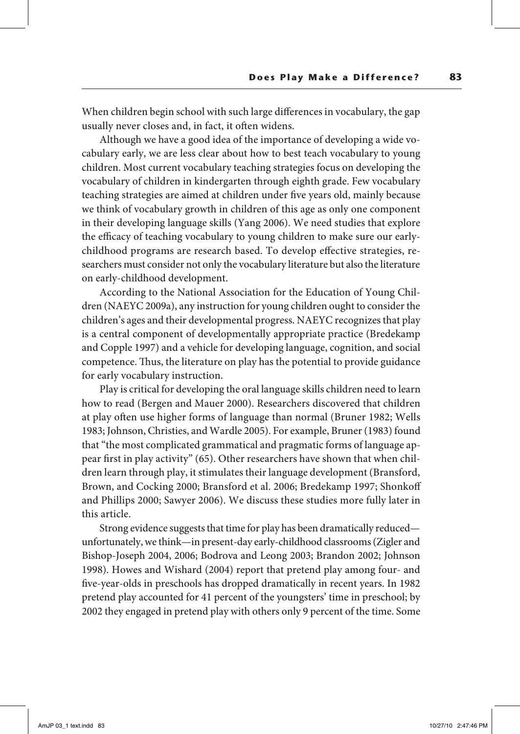When children begin school with such large differences in vocabulary, the gap usually never closes and, in fact, it often widens.

Although we have a good idea of the importance of developing a wide vocabulary early, we are less clear about how to best teach vocabulary to young children. Most current vocabulary teaching strategies focus on developing the vocabulary of children in kindergarten through eighth grade. Few vocabulary teaching strategies are aimed at children under five years old, mainly because we think of vocabulary growth in children of this age as only one component in their developing language skills (Yang 2006). We need studies that explore the efficacy of teaching vocabulary to young children to make sure our early-childhood programs are research based. To develop effective strategies, researchers must consider not only the vocabulary literature but also the literature on early-childhood development.

According to the National Association for the Education of Young Children (NAEYC 2009a), any instruction for young children ought to consider the children's ages and their developmental progress. NAEYC recognizes that play is a central component of developmentally appropriate practice (Bredekamp and Copple 1997) and a vehicle for developing language, cognition, and social competence. Thus, the literature on play has the potential to provide guidance for early vocabulary instruction.

Play is critical for developing the oral language skills children need to learn how to read (Bergen and Mauer 2000). Researchers discovered that children at play often use higher forms of language than normal (Bruner 1982; Wells 1983; Johnson, Christies, and Wardle 2005). For example, Bruner (1983) found that "the most complicated grammatical and pragmatic forms of language appear first in play activity" (65). Other researchers have shown that when children learn through play, it stimulates their language development (Bransford, Brown, and Cocking 2000; Bransford et al. 2006; Bredekamp 1997; Shonkoff and Phillips 2000; Sawyer 2006). We discuss these studies more fully later in this article.

Strong evidence suggests that time for play has been dramatically reduced—unfortunately, we think—in present-day early-childhood classrooms (Zigler and Bishop-Joseph 2004, 2006; Bodrova and Leong 2003; Brandon 2002; Johnson 1998). Howes and Wishard (2004) report that pretend play among four- and five-year-olds in preschools has dropped dramatically in recent years. In 1982 pretend play accounted for 41 percent of the youngsters' time in preschool; by 2002 they engaged in pretend play with others only 9 percent of the time. Some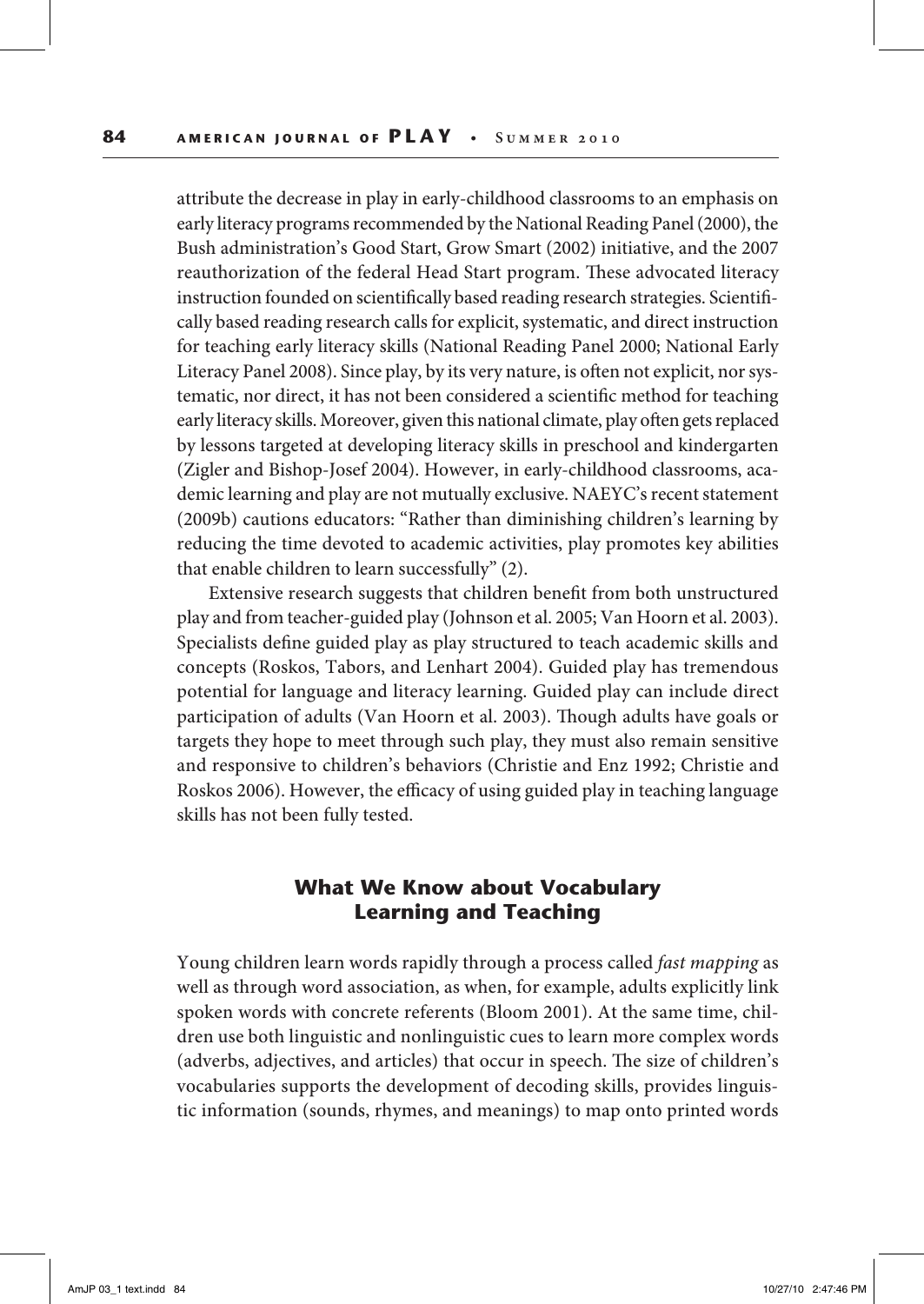attribute the decrease in play in early-childhood classrooms to an emphasis on early literacy programs recommended by the National Reading Panel (2000), the Bush administration's Good Start, Grow Smart (2002) initiative, and the 2007 reauthorization of the federal Head Start program. These advocated literacy instruction founded on scientifically based reading research strategies. Scientifically based reading research calls for explicit, systematic, and direct instruction for teaching early literacy skills (National Reading Panel 2000; National Early Literacy Panel 2008). Since play, by its very nature, is often not explicit, nor systematic, nor direct, it has not been considered a scientific method for teaching early literacy skills. Moreover, given this national climate, play often gets replaced by lessons targeted at developing literacy skills in preschool and kindergarten (Zigler and Bishop-Josef 2004). However, in early-childhood classrooms, academic learning and play are not mutually exclusive. NAEYC's recent statement (2009b) cautions educators: "Rather than diminishing children's learning by reducing the time devoted to academic activities, play promotes key abilities that enable children to learn successfully" (2).

Extensive research suggests that children benefit from both unstructured play and from teacher-guided play (Johnson et al. 2005; Van Hoorn et al. 2003). Specialists define guided play as play structured to teach academic skills and concepts (Roskos, Tabors, and Lenhart 2004). Guided play has tremendous potential for language and literacy learning. Guided play can include direct participation of adults (Van Hoorn et al. 2003). Though adults have goals or targets they hope to meet through such play, they must also remain sensitive and responsive to children's behaviors (Christie and Enz 1992; Christie and Roskos 2006). However, the efficacy of using guided play in teaching language skills has not been fully tested.

## What We Know about Vocabulary Learning and Teaching

Young children learn words rapidly through a process called *fast mapping* as well as through word association, as when, for example, adults explicitly link spoken words with concrete referents (Bloom 2001). At the same time, children use both linguistic and nonlinguistic cues to learn more complex words (adverbs, adjectives, and articles) that occur in speech. The size of children's vocabularies supports the development of decoding skills, provides linguistic information (sounds, rhymes, and meanings) to map onto printed words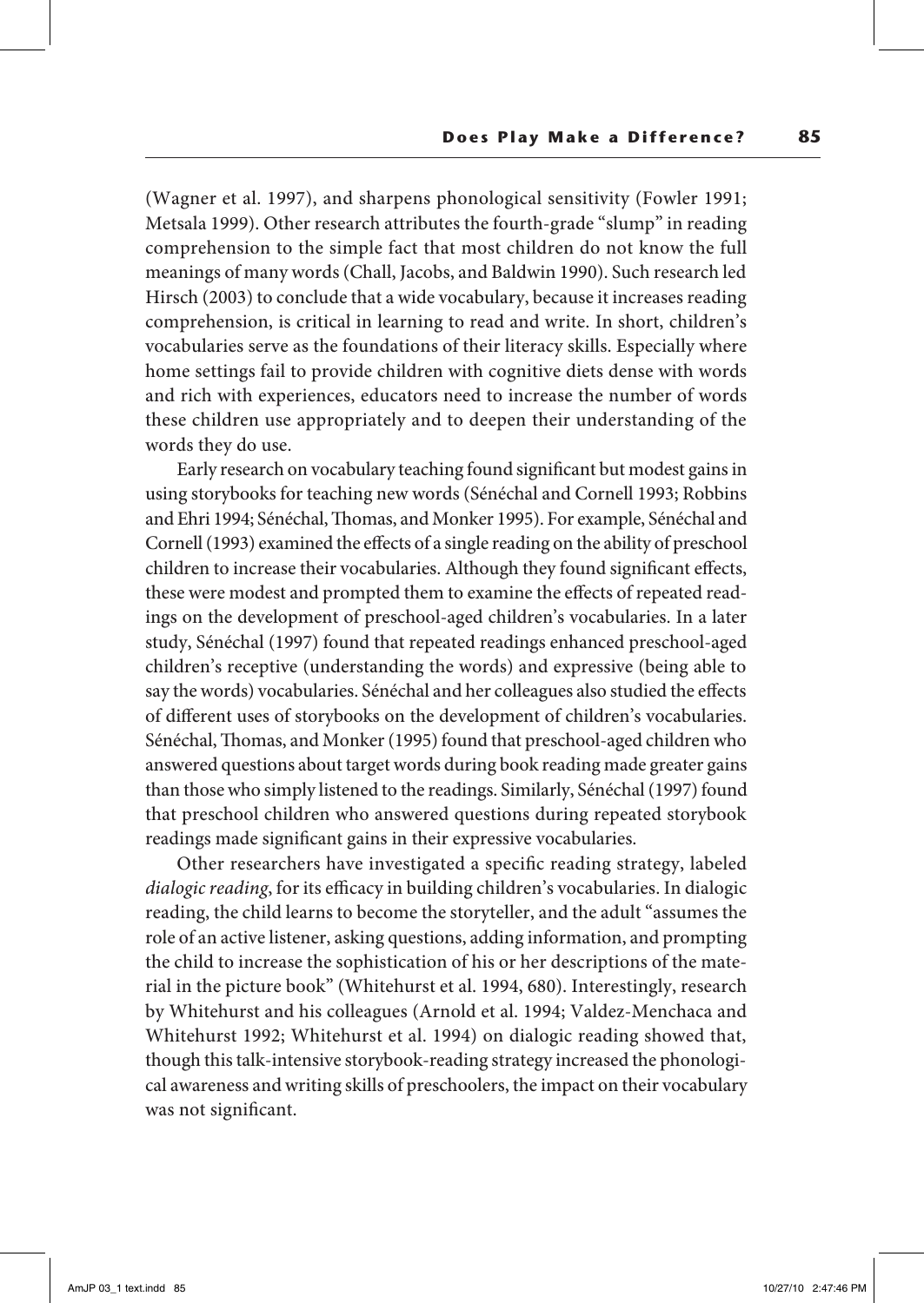(Wagner et al. 1997), and sharpens phonological sensitivity (Fowler 1991; Metsala 1999). Other research attributes the fourth-grade "slump" in reading comprehension to the simple fact that most children do not know the full meanings of many words (Chall, Jacobs, and Baldwin 1990). Such research led Hirsch (2003) to conclude that a wide vocabulary, because it increases reading comprehension, is critical in learning to read and write. In short, children's vocabularies serve as the foundations of their literacy skills. Especially where home settings fail to provide children with cognitive diets dense with words and rich with experiences, educators need to increase the number of words these children use appropriately and to deepen their understanding of the words they do use.

Early research on vocabulary teaching found significant but modest gains in using storybooks for teaching new words (Sénéchal and Cornell 1993; Robbins and Ehri 1994; Sénéchal, Thomas, and Monker 1995). For example, Sénéchal and Cornell (1993) examined the effects of a single reading on the ability of preschool children to increase their vocabularies. Although they found significant effects, these were modest and prompted them to examine the effects of repeated readings on the development of preschool-aged children's vocabularies. In a later study, Sénéchal (1997) found that repeated readings enhanced preschool-aged children's receptive (understanding the words) and expressive (being able to say the words) vocabularies. Sénéchal and her colleagues also studied the effects of different uses of storybooks on the development of children's vocabularies. Sénéchal, Thomas, and Monker (1995) found that preschool-aged children who answered questions about target words during book reading made greater gains than those who simply listened to the readings. Similarly, Sénéchal (1997) found that preschool children who answered questions during repeated storybook readings made significant gains in their expressive vocabularies.

Other researchers have investigated a specific reading strategy, labeled *dialogic reading*, for its efficacy in building children's vocabularies. In dialogic reading, the child learns to become the storyteller, and the adult "assumes the role of an active listener, asking questions, adding information, and prompting the child to increase the sophistication of his or her descriptions of the material in the picture book" (Whitehurst et al. 1994, 680). Interestingly, research by Whitehurst and his colleagues (Arnold et al. 1994; Valdez-Menchaca and Whitehurst 1992; Whitehurst et al. 1994) on dialogic reading showed that, though this talk-intensive storybook-reading strategy increased the phonological awareness and writing skills of preschoolers, the impact on their vocabulary was not significant.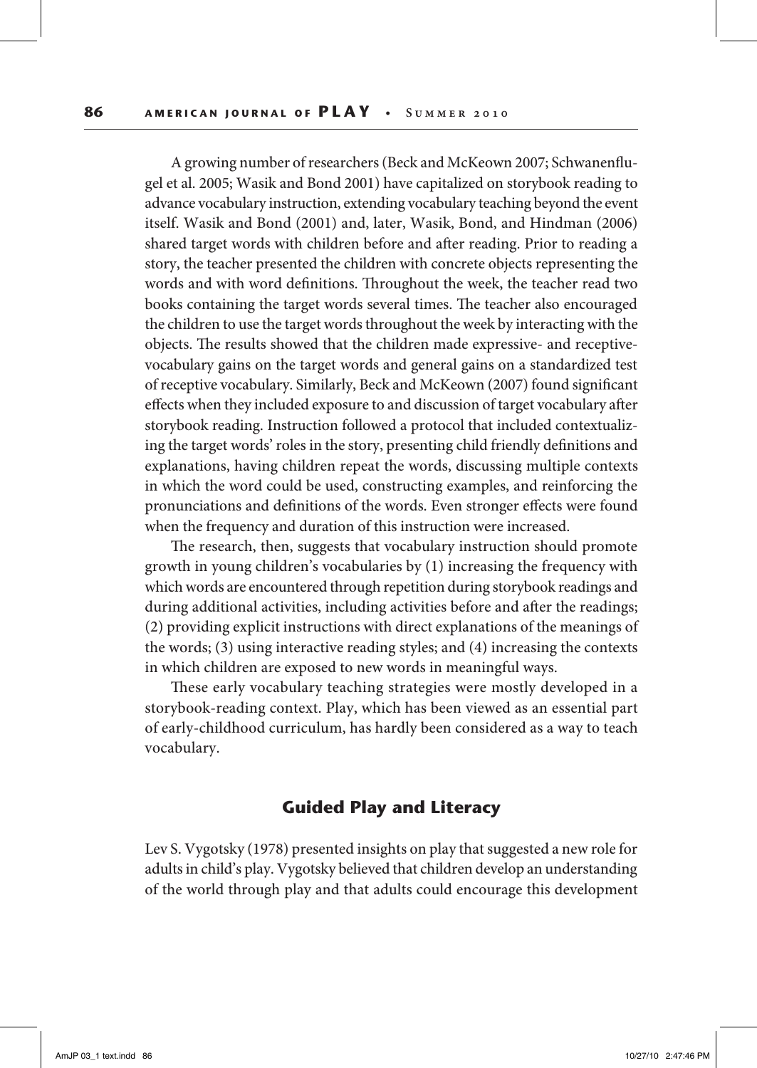A growing number of researchers (Beck and McKeown 2007; Schwanenflugel et al. 2005; Wasik and Bond 2001) have capitalized on storybook reading to advance vocabulary instruction, extending vocabulary teaching beyond the event itself. Wasik and Bond (2001) and, later, Wasik, Bond, and Hindman (2006) shared target words with children before and after reading. Prior to reading a story, the teacher presented the children with concrete objects representing the words and with word definitions. Throughout the week, the teacher read two books containing the target words several times. The teacher also encouraged the children to use the target words throughout the week by interacting with the objects. The results showed that the children made expressive- and receptive-vocabulary gains on the target words and general gains on a standardized test of receptive vocabulary. Similarly, Beck and McKeown (2007) found significant effects when they included exposure to and discussion of target vocabulary after storybook reading. Instruction followed a protocol that included contextualizing the target words' roles in the story, presenting child friendly definitions and explanations, having children repeat the words, discussing multiple contexts in which the word could be used, constructing examples, and reinforcing the pronunciations and definitions of the words. Even stronger effects were found when the frequency and duration of this instruction were increased.

The research, then, suggests that vocabulary instruction should promote growth in young children's vocabularies by (1) increasing the frequency with which words are encountered through repetition during storybook readings and during additional activities, including activities before and after the readings; (2) providing explicit instructions with direct explanations of the meanings of the words; (3) using interactive reading styles; and (4) increasing the contexts in which children are exposed to new words in meaningful ways.

These early vocabulary teaching strategies were mostly developed in a storybook-reading context. Play, which has been viewed as an essential part of early-childhood curriculum, has hardly been considered as a way to teach vocabulary.

## Guided Play and Literacy

Lev S. Vygotsky (1978) presented insights on play that suggested a new role for adults in child's play. Vygotsky believed that children develop an understanding of the world through play and that adults could encourage this development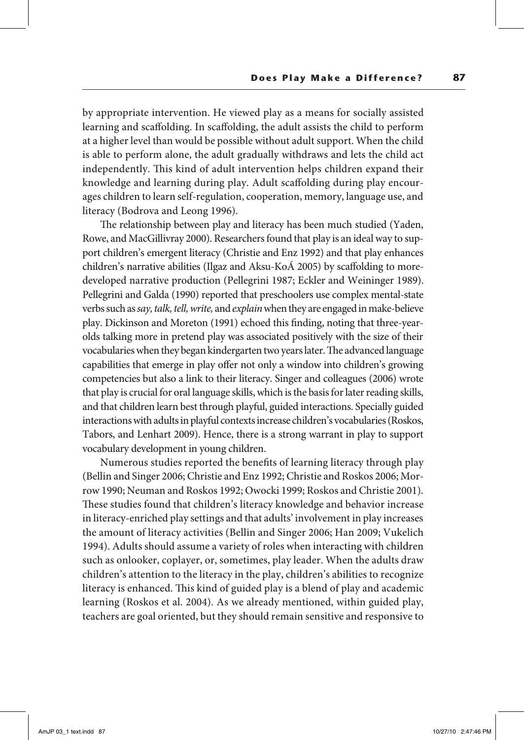by appropriate intervention. He viewed play as a means for socially assisted learning and scaffolding. In scaffolding, the adult assists the child to perform at a higher level than would be possible without adult support. When the child is able to perform alone, the adult gradually withdraws and lets the child act independently. This kind of adult intervention helps children expand their knowledge and learning during play. Adult scaffolding during play encourages children to learn self-regulation, cooperation, memory, language use, and literacy (Bodrova and Leong 1996).

The relationship between play and literacy has been much studied (Yaden, Rowe, and MacGillivray 2000). Researchers found that play is an ideal way to support children's emergent literacy (Christie and Enz 1992) and that play enhances children's narrative abilities (Ilgaz and Aksu-KoÁ 2005) by scaffolding to more-developed narrative production (Pellegrini 1987; Eckler and Weininger 1989). Pellegrini and Galda (1990) reported that preschoolers use complex mental-state verbs such as *say, talk, tell, write,* and *explain* when they are engaged in make-believe play. Dickinson and Moreton (1991) echoed this finding, noting that three-year-olds talking more in pretend play was associated positively with the size of their vocabularies when they began kindergarten two years later. The advanced language capabilities that emerge in play offer not only a window into children's growing competencies but also a link to their literacy. Singer and colleagues (2006) wrote that play is crucial for oral language skills, which is the basis for later reading skills, and that children learn best through playful, guided interactions. Specially guided interactions with adults in playful contexts increase children's vocabularies (Roskos, Tabors, and Lenhart 2009). Hence, there is a strong warrant in play to support vocabulary development in young children.

Numerous studies reported the benefits of learning literacy through play (Bellin and Singer 2006; Christie and Enz 1992; Christie and Roskos 2006; Morrow 1990; Neuman and Roskos 1992; Owocki 1999; Roskos and Christie 2001). These studies found that children's literacy knowledge and behavior increase in literacy-enriched play settings and that adults' involvement in play increases the amount of literacy activities (Bellin and Singer 2006; Han 2009; Vukelich 1994). Adults should assume a variety of roles when interacting with children such as onlooker, coplayer, or, sometimes, play leader. When the adults draw children's attention to the literacy in the play, children's abilities to recognize literacy is enhanced. This kind of guided play is a blend of play and academic learning (Roskos et al. 2004). As we already mentioned, within guided play, teachers are goal oriented, but they should remain sensitive and responsive to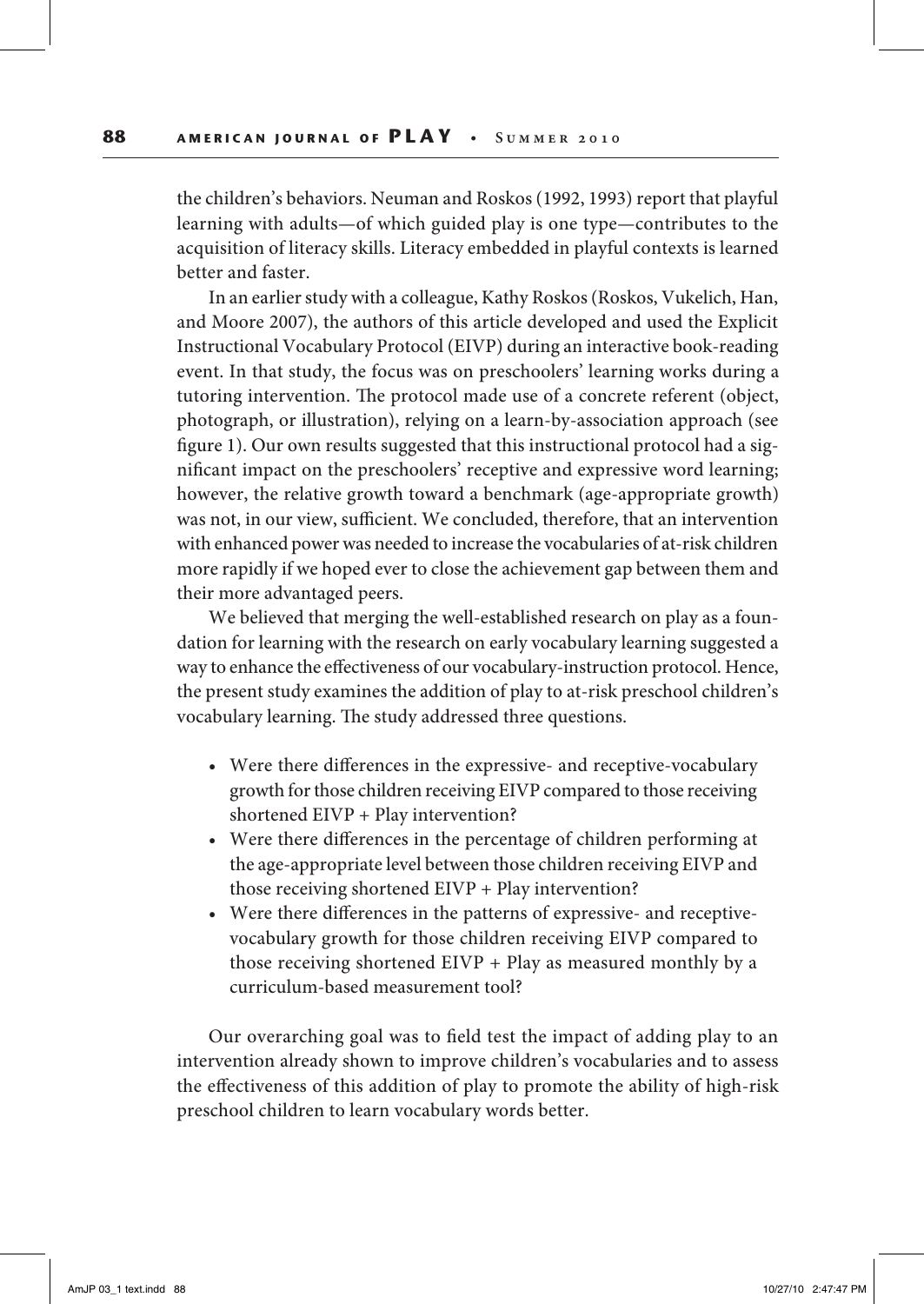the children's behaviors. Neuman and Roskos (1992, 1993) report that playful learning with adults—of which guided play is one type—contributes to the acquisition of literacy skills. Literacy embedded in playful contexts is learned better and faster.

In an earlier study with a colleague, Kathy Roskos (Roskos, Vukelich, Han, and Moore 2007), the authors of this article developed and used the Explicit Instructional Vocabulary Protocol (EIVP) during an interactive book-reading event. In that study, the focus was on preschoolers' learning works during a tutoring intervention. The protocol made use of a concrete referent (object, photograph, or illustration), relying on a learn-by-association approach (see figure 1). Our own results suggested that this instructional protocol had a significant impact on the preschoolers' receptive and expressive word learning; however, the relative growth toward a benchmark (age-appropriate growth) was not, in our view, sufficient. We concluded, therefore, that an intervention with enhanced power was needed to increase the vocabularies of at-risk children more rapidly if we hoped ever to close the achievement gap between them and their more advantaged peers.

We believed that merging the well-established research on play as a foundation for learning with the research on early vocabulary learning suggested a way to enhance the effectiveness of our vocabulary-instruction protocol. Hence, the present study examines the addition of play to at-risk preschool children's vocabulary learning. The study addressed three questions.

- Were there differences in the expressive- and receptive-vocabulary growth for those children receiving EIVP compared to those receiving shortened EIVP + Play intervention?
- Were there differences in the percentage of children performing at the age-appropriate level between those children receiving EIVP and those receiving shortened EIVP + Play intervention?
- Were there differences in the patterns of expressive- and receptive-vocabulary growth for those children receiving EIVP compared to those receiving shortened EIVP + Play as measured monthly by a curriculum-based measurement tool?

Our overarching goal was to field test the impact of adding play to an intervention already shown to improve children's vocabularies and to assess the effectiveness of this addition of play to promote the ability of high-risk preschool children to learn vocabulary words better.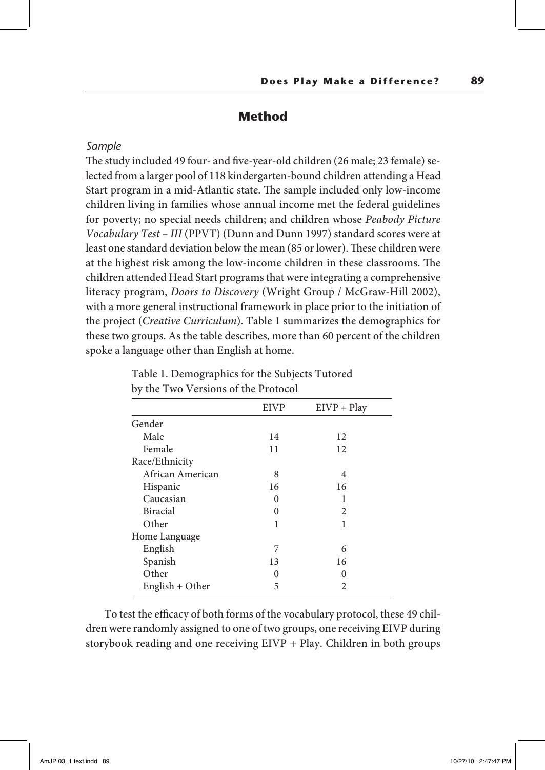## Method

### *Sample*

The study included 49 four- and five-year-old children (26 male; 23 female) selected from a larger pool of 118 kindergarten-bound children attending a Head Start program in a mid-Atlantic state. The sample included only low-income children living in families whose annual income met the federal guidelines for poverty; no special needs children; and children whose *Peabody Picture Vocabulary Test – III* (PPVT) (Dunn and Dunn 1997) standard scores were at least one standard deviation below the mean (85 or lower). These children were at the highest risk among the low-income children in these classrooms. The children attended Head Start programs that were integrating a comprehensive literacy program, *Doors to Discovery* (Wright Group / McGraw-Hill 2002), with a more general instructional framework in place prior to the initiation of the project (*Creative Curriculum*). Table 1 summarizes the demographics for these two groups. As the table describes, more than 60 percent of the children spoke a language other than English at home.

Table 1. Demographics for the Subjects Tutored by the Two Versions of the Protocol

| | EIVP | EIVP + Play |
|---|---|---|
| Gender | | |
| Male | 14 | 12 |
| Female | 11 | 12 |
| Race/Ethnicity | | |
| African American | 8 | 4 |
| Hispanic | 16 | 16 |
| Caucasian | 0 | 1 |
| Biracial | 0 | 2 |
| Other | 1 | 1 |
| Home Language | | |
| English | 7 | 6 |
| Spanish | 13 | 16 |
| Other | 0 | 0 |
| English + Other | 5 | 2 |

To test the efficacy of both forms of the vocabulary protocol, these 49 children were randomly assigned to one of two groups, one receiving EIVP during storybook reading and one receiving EIVP + Play. Children in both groups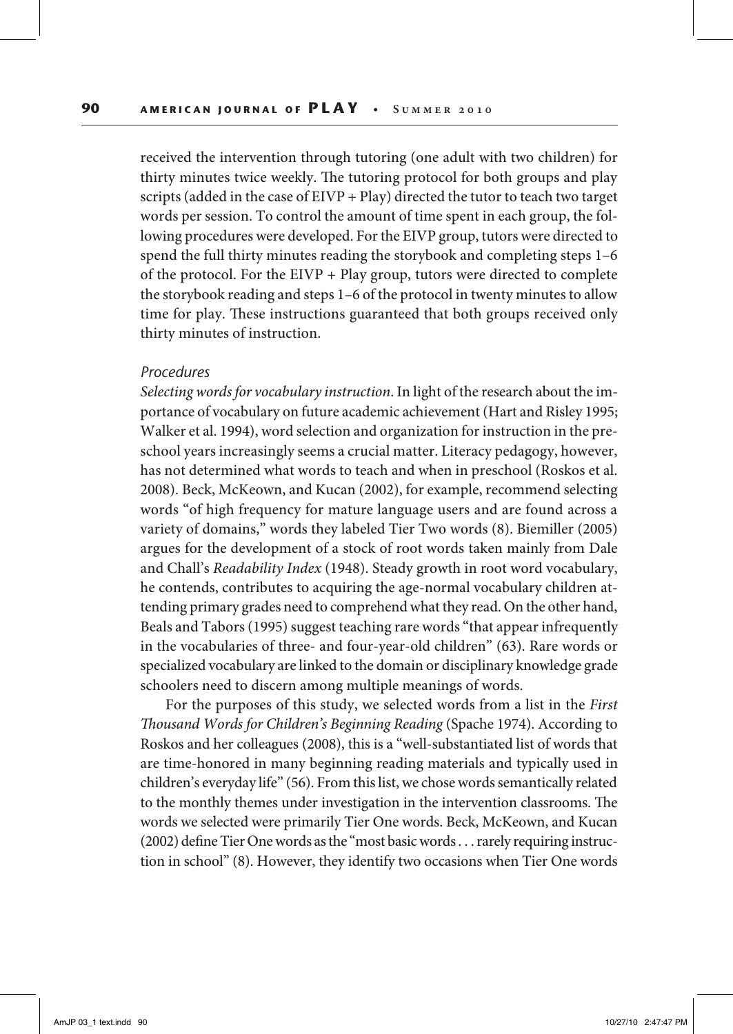received the intervention through tutoring (one adult with two children) for thirty minutes twice weekly. The tutoring protocol for both groups and play scripts (added in the case of EIVP + Play) directed the tutor to teach two target words per session. To control the amount of time spent in each group, the following procedures were developed. For the EIVP group, tutors were directed to spend the full thirty minutes reading the storybook and completing steps 1–6 of the protocol. For the EIVP + Play group, tutors were directed to complete the storybook reading and steps 1–6 of the protocol in twenty minutes to allow time for play. These instructions guaranteed that both groups received only thirty minutes of instruction.

### *Procedures*

*Selecting words for vocabulary instruction.* In light of the research about the importance of vocabulary on future academic achievement (Hart and Risley 1995; Walker et al. 1994), word selection and organization for instruction in the preschool years increasingly seems a crucial matter. Literacy pedagogy, however, has not determined what words to teach and when in preschool (Roskos et al. 2008). Beck, McKeown, and Kucan (2002), for example, recommend selecting words "of high frequency for mature language users and are found across a variety of domains," words they labeled Tier Two words (8). Biemiller (2005) argues for the development of a stock of root words taken mainly from Dale and Chall's *Readability Index* (1948). Steady growth in root word vocabulary, he contends, contributes to acquiring the age-normal vocabulary children attending primary grades need to comprehend what they read. On the other hand, Beals and Tabors (1995) suggest teaching rare words "that appear infrequently in the vocabularies of three- and four-year-old children" (63). Rare words or specialized vocabulary are linked to the domain or disciplinary knowledge grade schoolers need to discern among multiple meanings of words.

For the purposes of this study, we selected words from a list in the *First Thousand Words for Children's Beginning Reading* (Spache 1974). According to Roskos and her colleagues (2008), this is a "well-substantiated list of words that are time-honored in many beginning reading materials and typically used in children's everyday life" (56). From this list, we chose words semantically related to the monthly themes under investigation in the intervention classrooms. The words we selected were primarily Tier One words. Beck, McKeown, and Kucan (2002) define Tier One words as the "most basic words . . . rarely requiring instruction in school" (8). However, they identify two occasions when Tier One words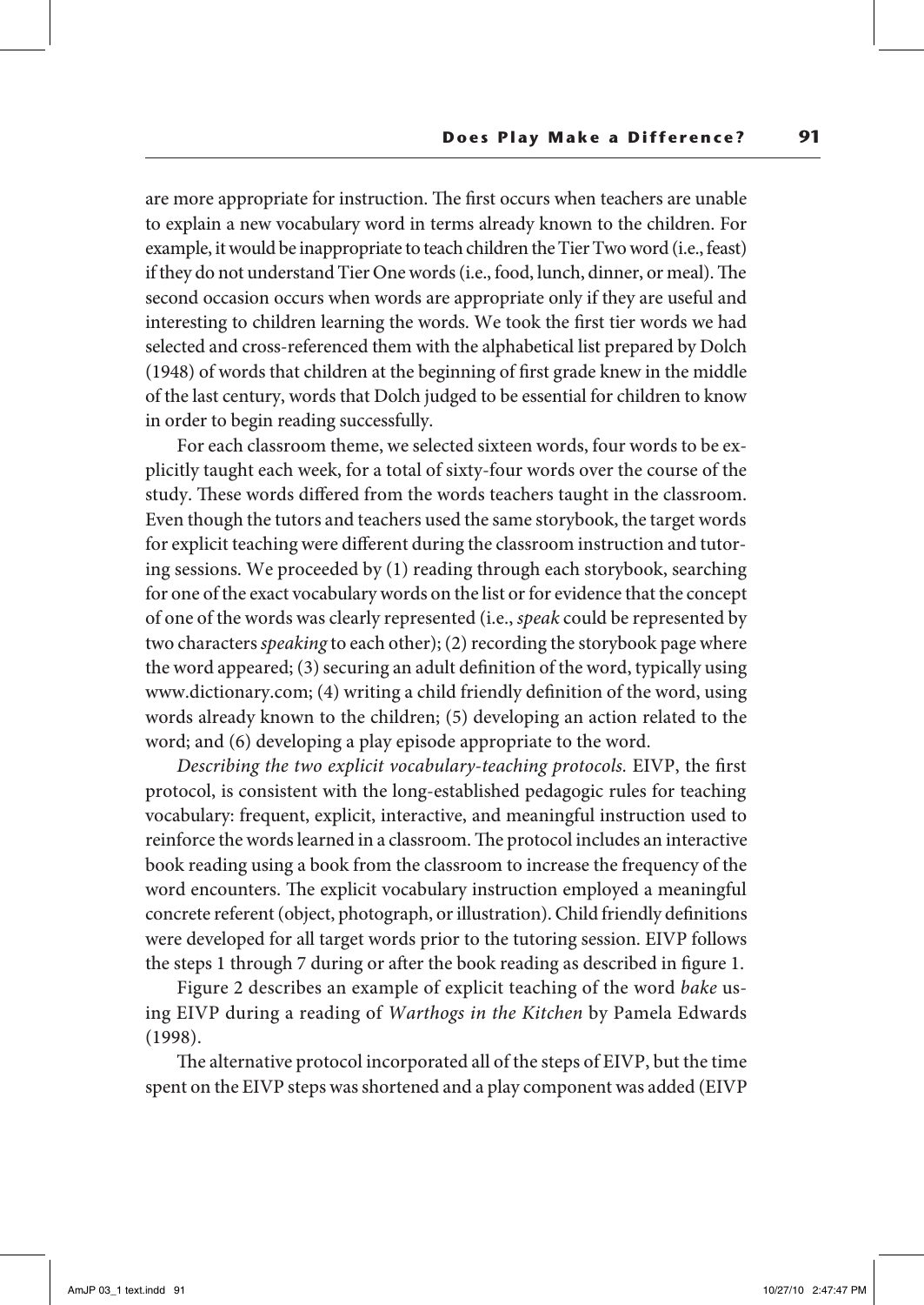are more appropriate for instruction. The first occurs when teachers are unable to explain a new vocabulary word in terms already known to the children. For example, it would be inappropriate to teach children the Tier Two word (i.e., feast) if they do not understand Tier One words (i.e., food, lunch, dinner, or meal). The second occasion occurs when words are appropriate only if they are useful and interesting to children learning the words. We took the first tier words we had selected and cross-referenced them with the alphabetical list prepared by Dolch (1948) of words that children at the beginning of first grade knew in the middle of the last century, words that Dolch judged to be essential for children to know in order to begin reading successfully.

For each classroom theme, we selected sixteen words, four words to be explicitly taught each week, for a total of sixty-four words over the course of the study. These words differed from the words teachers taught in the classroom. Even though the tutors and teachers used the same storybook, the target words for explicit teaching were different during the classroom instruction and tutoring sessions. We proceeded by (1) reading through each storybook, searching for one of the exact vocabulary words on the list or for evidence that the concept of one of the words was clearly represented (i.e., *speak* could be represented by two characters *speaking* to each other); (2) recording the storybook page where the word appeared; (3) securing an adult definition of the word, typically using www.dictionary.com; (4) writing a child friendly definition of the word, using words already known to the children; (5) developing an action related to the word; and (6) developing a play episode appropriate to the word.

*Describing the two explicit vocabulary-teaching protocols.* EIVP, the first protocol, is consistent with the long-established pedagogic rules for teaching vocabulary: frequent, explicit, interactive, and meaningful instruction used to reinforce the words learned in a classroom. The protocol includes an interactive book reading using a book from the classroom to increase the frequency of the word encounters. The explicit vocabulary instruction employed a meaningful concrete referent (object, photograph, or illustration). Child friendly definitions were developed for all target words prior to the tutoring session. EIVP follows the steps 1 through 7 during or after the book reading as described in figure 1.

Figure 2 describes an example of explicit teaching of the word *bake* using EIVP during a reading of *Warthogs in the Kitchen* by Pamela Edwards (1998).

The alternative protocol incorporated all of the steps of EIVP, but the time spent on the EIVP steps was shortened and a play component was added (EIVP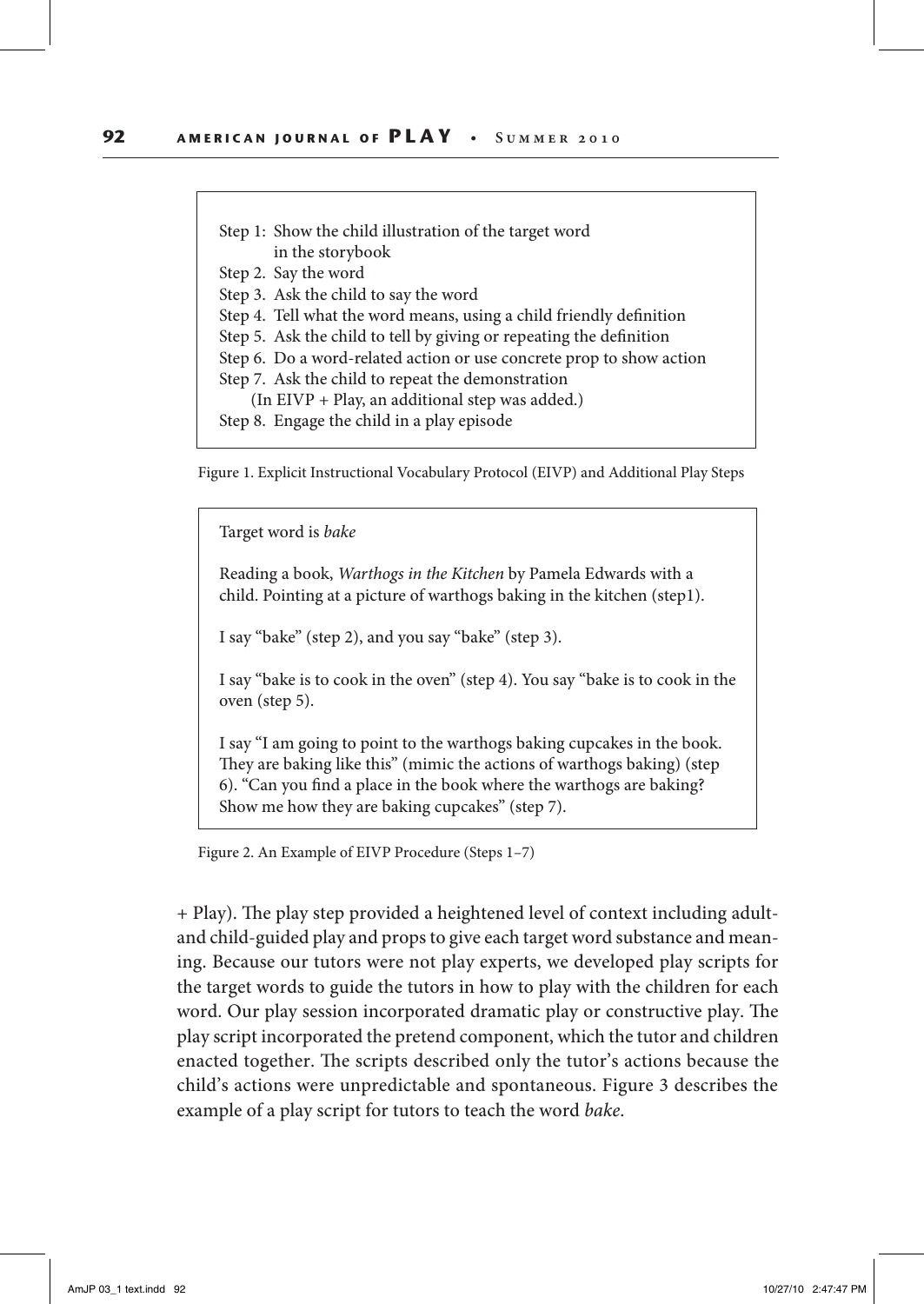Step 1: Show the child illustration of the target word in the storybook
Step 2. Say the word
Step 3. Ask the child to say the word
Step 4. Tell what the word means, using a child friendly definition
Step 5. Ask the child to tell by giving or repeating the definition
Step 6. Do a word-related action or use concrete prop to show action
Step 7. Ask the child to repeat the demonstration
(In EIVP + Play, an additional step was added.)
Step 8. Engage the child in a play episode

Figure 1. Explicit Instructional Vocabulary Protocol (EIVP) and Additional Play Steps

Target word is *bake*

Reading a book, *Warthogs in the Kitchen* by Pamela Edwards with a child. Pointing at a picture of warthogs baking in the kitchen (step1).

I say "bake" (step 2), and you say "bake" (step 3).

I say "bake is to cook in the oven" (step 4). You say "bake is to cook in the oven (step 5).

I say "I am going to point to the warthogs baking cupcakes in the book. They are baking like this" (mimic the actions of warthogs baking) (step 6). "Can you find a place in the book where the warthogs are baking? Show me how they are baking cupcakes" (step 7).

Figure 2. An Example of EIVP Procedure (Steps 1–7)

+ Play). The play step provided a heightened level of context including adult- and child-guided play and props to give each target word substance and meaning. Because our tutors were not play experts, we developed play scripts for the target words to guide the tutors in how to play with the children for each word. Our play session incorporated dramatic play or constructive play. The play script incorporated the pretend component, which the tutor and children enacted together. The scripts described only the tutor's actions because the child's actions were unpredictable and spontaneous. Figure 3 describes the example of a play script for tutors to teach the word *bake*.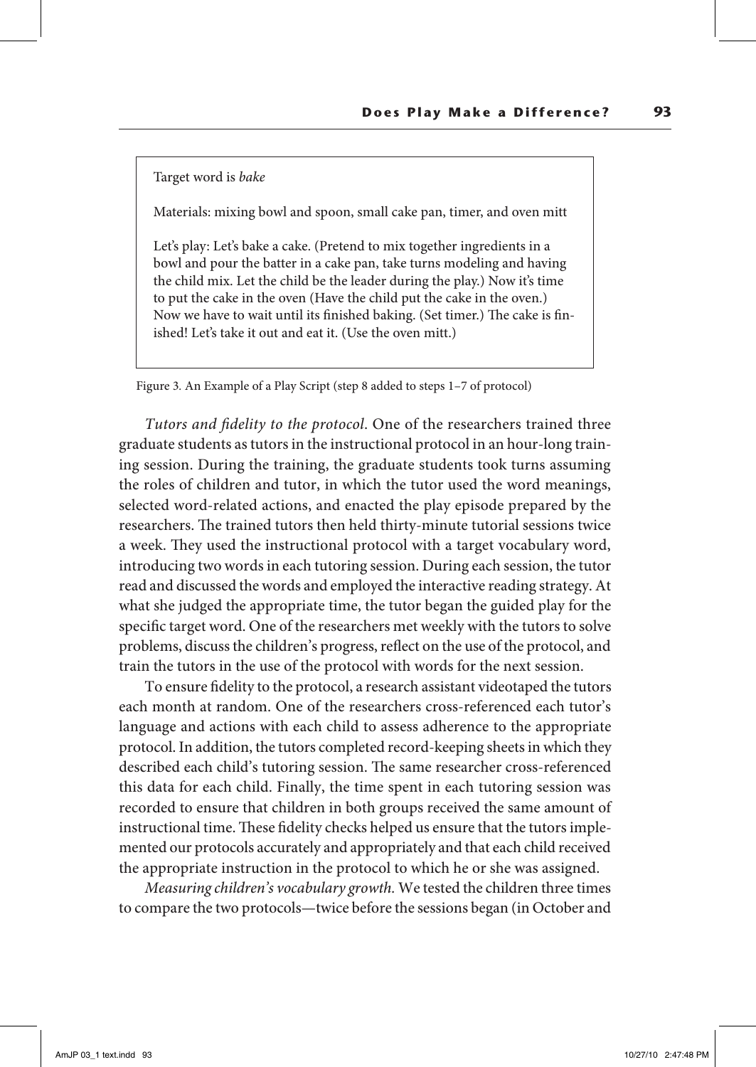> Target word is *bake*
>
> Materials: mixing bowl and spoon, small cake pan, timer, and oven mitt
>
> Let's play: Let's bake a cake. (Pretend to mix together ingredients in a bowl and pour the batter in a cake pan, take turns modeling and having the child mix. Let the child be the leader during the play.) Now it's time to put the cake in the oven (Have the child put the cake in the oven.) Now we have to wait until its finished baking. (Set timer.) The cake is finished! Let's take it out and eat it. (Use the oven mitt.)

Figure 3. An Example of a Play Script (step 8 added to steps 1–7 of protocol)

*Tutors and fidelity to the protocol*. One of the researchers trained three graduate students as tutors in the instructional protocol in an hour-long training session. During the training, the graduate students took turns assuming the roles of children and tutor, in which the tutor used the word meanings, selected word-related actions, and enacted the play episode prepared by the researchers. The trained tutors then held thirty-minute tutorial sessions twice a week. They used the instructional protocol with a target vocabulary word, introducing two words in each tutoring session. During each session, the tutor read and discussed the words and employed the interactive reading strategy. At what she judged the appropriate time, the tutor began the guided play for the specific target word. One of the researchers met weekly with the tutors to solve problems, discuss the children's progress, reflect on the use of the protocol, and train the tutors in the use of the protocol with words for the next session.

To ensure fidelity to the protocol, a research assistant videotaped the tutors each month at random. One of the researchers cross-referenced each tutor's language and actions with each child to assess adherence to the appropriate protocol. In addition, the tutors completed record-keeping sheets in which they described each child's tutoring session. The same researcher cross-referenced this data for each child. Finally, the time spent in each tutoring session was recorded to ensure that children in both groups received the same amount of instructional time. These fidelity checks helped us ensure that the tutors implemented our protocols accurately and appropriately and that each child received the appropriate instruction in the protocol to which he or she was assigned.

*Measuring children's vocabulary growth.* We tested the children three times to compare the two protocols—twice before the sessions began (in October and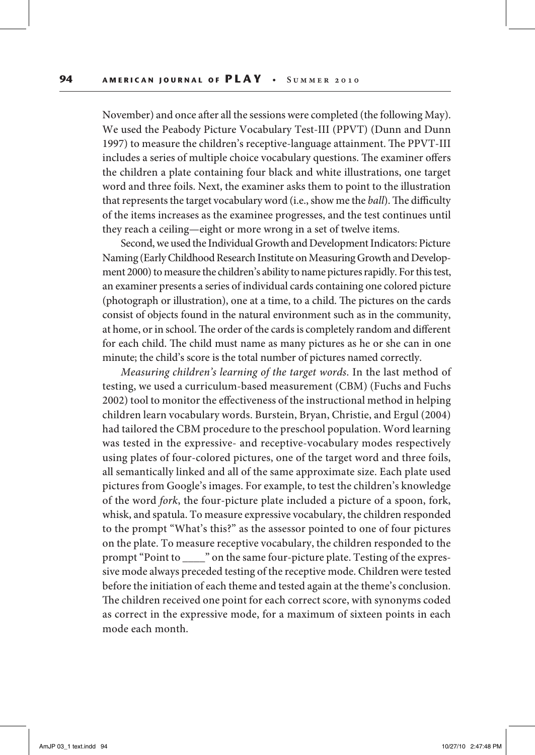November) and once after all the sessions were completed (the following May). We used the Peabody Picture Vocabulary Test-III (PPVT) (Dunn and Dunn 1997) to measure the children's receptive-language attainment. The PPVT-III includes a series of multiple choice vocabulary questions. The examiner offers the children a plate containing four black and white illustrations, one target word and three foils. Next, the examiner asks them to point to the illustration that represents the target vocabulary word (i.e., show me the *ball*). The difficulty of the items increases as the examinee progresses, and the test continues until they reach a ceiling—eight or more wrong in a set of twelve items.

Second, we used the Individual Growth and Development Indicators: Picture Naming (Early Childhood Research Institute on Measuring Growth and Development 2000) to measure the children's ability to name pictures rapidly. For this test, an examiner presents a series of individual cards containing one colored picture (photograph or illustration), one at a time, to a child. The pictures on the cards consist of objects found in the natural environment such as in the community, at home, or in school. The order of the cards is completely random and different for each child. The child must name as many pictures as he or she can in one minute; the child's score is the total number of pictures named correctly.

*Measuring children's learning of the target words*. In the last method of testing, we used a curriculum-based measurement (CBM) (Fuchs and Fuchs 2002) tool to monitor the effectiveness of the instructional method in helping children learn vocabulary words. Burstein, Bryan, Christie, and Ergul (2004) had tailored the CBM procedure to the preschool population. Word learning was tested in the expressive- and receptive-vocabulary modes respectively using plates of four-colored pictures, one of the target word and three foils, all semantically linked and all of the same approximate size. Each plate used pictures from Google's images. For example, to test the children's knowledge of the word *fork*, the four-picture plate included a picture of a spoon, fork, whisk, and spatula. To measure expressive vocabulary, the children responded to the prompt "What's this?" as the assessor pointed to one of four pictures on the plate. To measure receptive vocabulary, the children responded to the prompt "Point to ____" on the same four-picture plate. Testing of the expressive mode always preceded testing of the receptive mode. Children were tested before the initiation of each theme and tested again at the theme's conclusion. The children received one point for each correct score, with synonyms coded as correct in the expressive mode, for a maximum of sixteen points in each mode each month.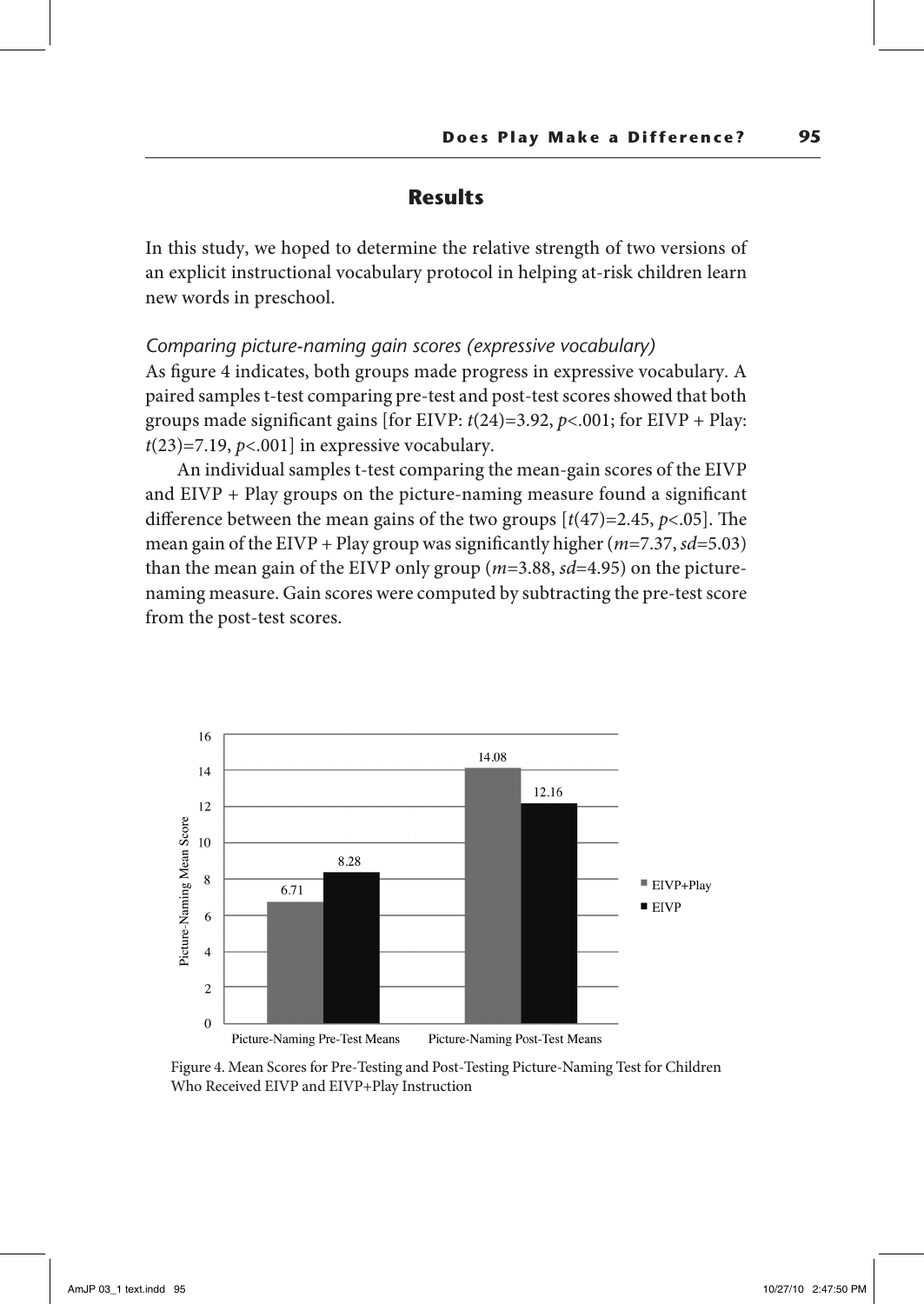## Results

In this study, we hoped to determine the relative strength of two versions of an explicit instructional vocabulary protocol in helping at-risk children learn new words in preschool.

*Comparing picture-naming gain scores (expressive vocabulary)*

As figure 4 indicates, both groups made progress in expressive vocabulary. A paired samples t-test comparing pre-test and post-test scores showed that both groups made significant gains [for EIVP: $t(24)=3.92$, $p<.001$; for EIVP + Play: $t(23)=7.19$, $p<.001$] in expressive vocabulary.

An individual samples t-test comparing the mean-gain scores of the EIVP and EIVP + Play groups on the picture-naming measure found a significant difference between the mean gains of the two groups [$t(47)=2.45$, $p<.05$]. The mean gain of the EIVP + Play group was significantly higher ($m=7.37$, $sd=5.03$) than the mean gain of the EIVP only group ($m=3.88$, $sd=4.95$) on the picture-naming measure. Gain scores were computed by subtracting the pre-test score from the post-test scores.

| | EIVP+Play | EIVP |
|---|---|---|
| Picture-Naming Pre-Test Means | 6.71 | 8.28 |
| Picture-Naming Post-Test Means | 14.08 | 12.16 |

Figure 4. Mean Scores for Pre-Testing and Post-Testing Picture-Naming Test for Children Who Received EIVP and EIVP+Play Instruction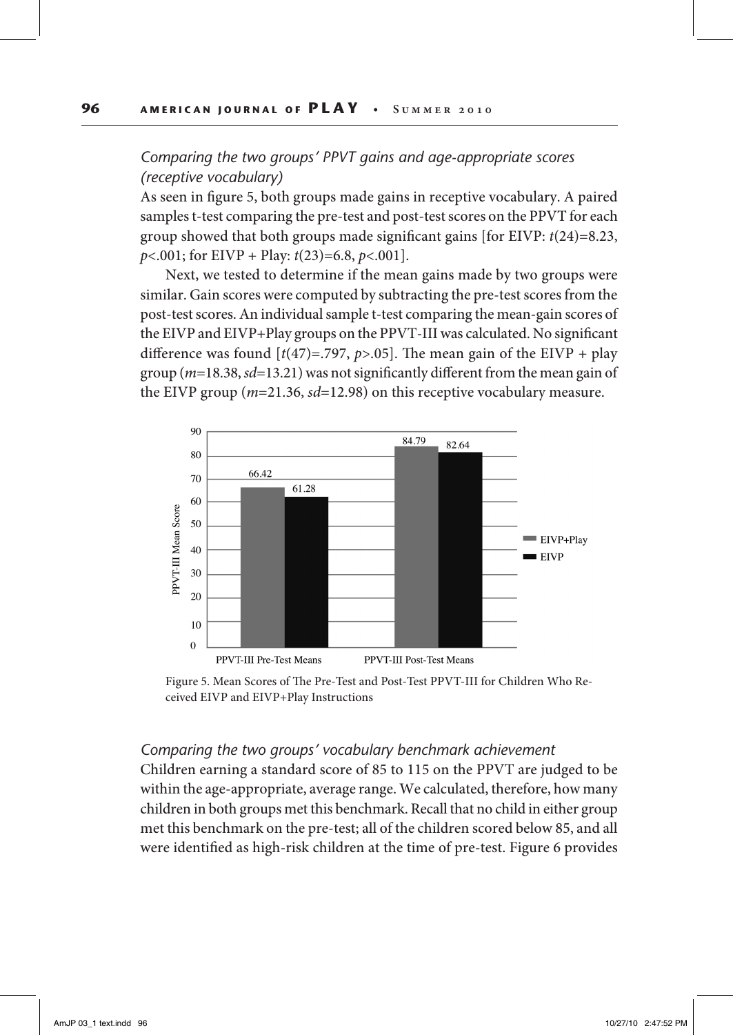*Comparing the two groups' PPVT gains and age-appropriate scores (receptive vocabulary)*

As seen in figure 5, both groups made gains in receptive vocabulary. A paired samples t-test comparing the pre-test and post-test scores on the PPVT for each group showed that both groups made significant gains [for EIVP: $t(24)=8.23$, $p<.001$; for EIVP + Play: $t(23)=6.8$, $p<.001$].

Next, we tested to determine if the mean gains made by two groups were similar. Gain scores were computed by subtracting the pre-test scores from the post-test scores. An individual sample t-test comparing the mean-gain scores of the EIVP and EIVP+Play groups on the PPVT-III was calculated. No significant difference was found [$t(47)=.797$, $p>.05$]. The mean gain of the EIVP + play group ($m=18.38$, $sd=13.21$) was not significantly different from the mean gain of the EIVP group ($m=21.36$, $sd=12.98$) on this receptive vocabulary measure.

| | EIVP+Play | EIVP |
|---|---|---|
| PPVT-III Pre-Test Means | 66.42 | 61.28 |
| PPVT-III Post-Test Means | 84.79 | 82.64 |

Figure 5. Mean Scores of The Pre-Test and Post-Test PPVT-III for Children Who Received EIVP and EIVP+Play Instructions

*Comparing the two groups' vocabulary benchmark achievement*

Children earning a standard score of 85 to 115 on the PPVT are judged to be within the age-appropriate, average range. We calculated, therefore, how many children in both groups met this benchmark. Recall that no child in either group met this benchmark on the pre-test; all of the children scored below 85, and all were identified as high-risk children at the time of pre-test. Figure 6 provides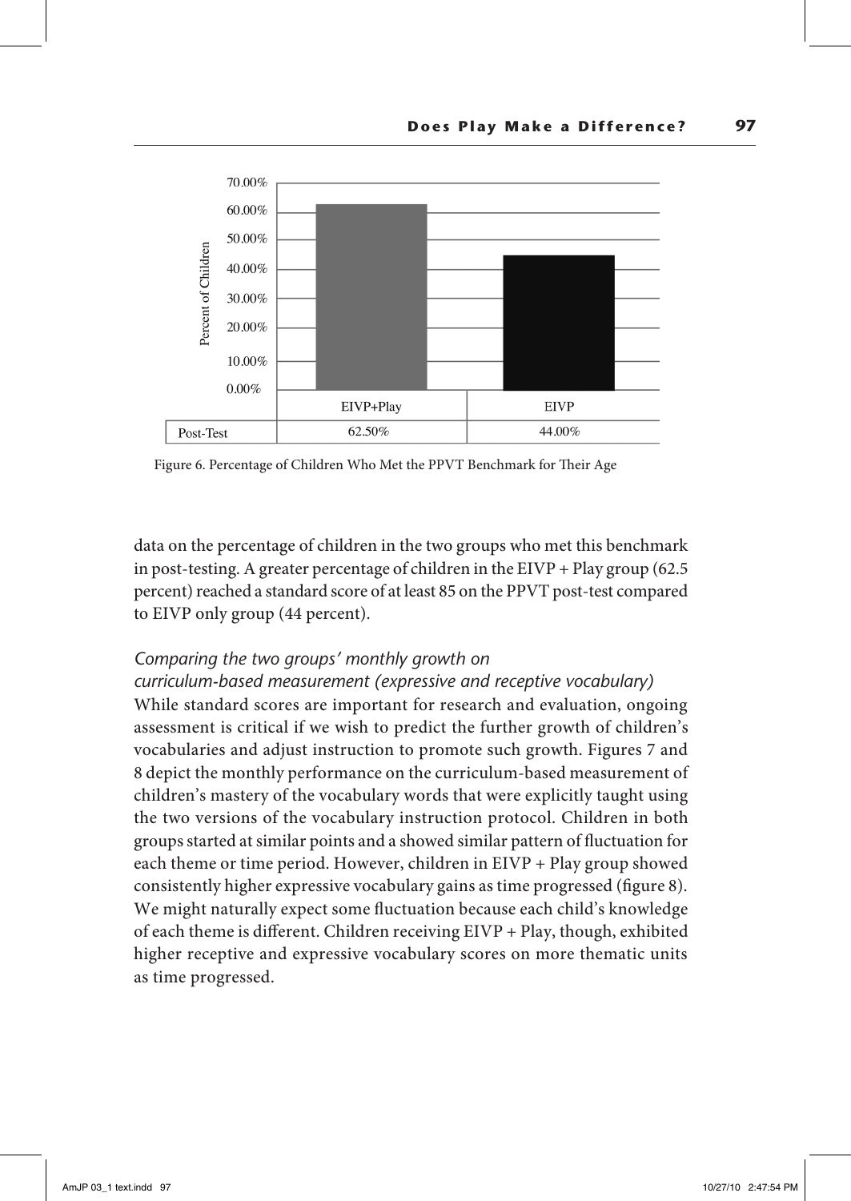| | EIVP+Play | EIVP |
|---|---|---|
| Post-Test | 62.50% | 44.00% |

Figure 6. Percentage of Children Who Met the PPVT Benchmark for Their Age

data on the percentage of children in the two groups who met this benchmark in post-testing. A greater percentage of children in the EIVP + Play group (62.5 percent) reached a standard score of at least 85 on the PPVT post-test compared to EIVP only group (44 percent).

### *Comparing the two groups' monthly growth on curriculum-based measurement (expressive and receptive vocabulary)*

While standard scores are important for research and evaluation, ongoing assessment is critical if we wish to predict the further growth of children's vocabularies and adjust instruction to promote such growth. Figures 7 and 8 depict the monthly performance on the curriculum-based measurement of children's mastery of the vocabulary words that were explicitly taught using the two versions of the vocabulary instruction protocol. Children in both groups started at similar points and a showed similar pattern of fluctuation for each theme or time period. However, children in EIVP + Play group showed consistently higher expressive vocabulary gains as time progressed (figure 8). We might naturally expect some fluctuation because each child's knowledge of each theme is different. Children receiving EIVP + Play, though, exhibited higher receptive and expressive vocabulary scores on more thematic units as time progressed.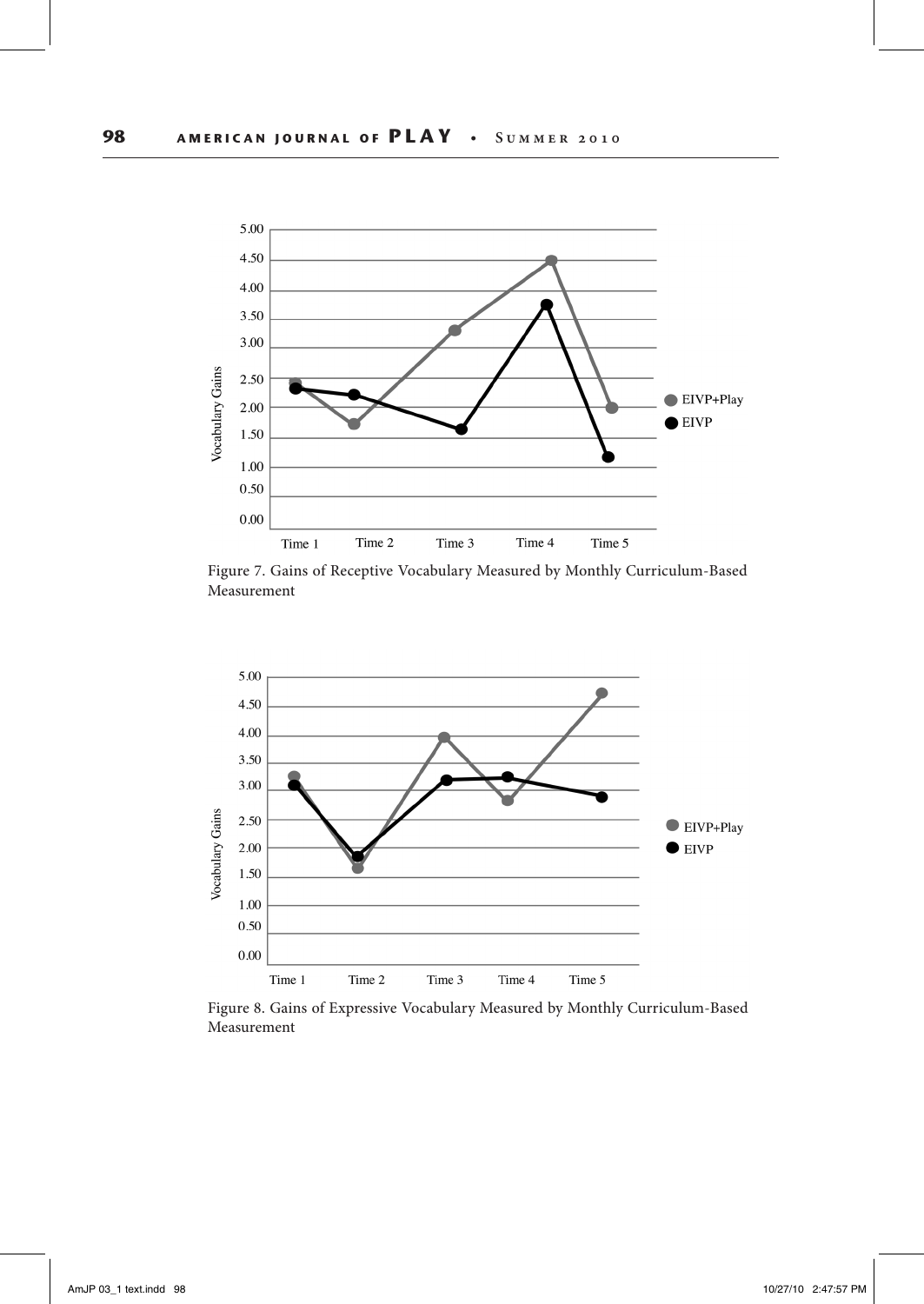Figure 7. Gains of Receptive Vocabulary Measured by Monthly Curriculum-Based Measurement

Figure 8. Gains of Expressive Vocabulary Measured by Monthly Curriculum-Based Measurement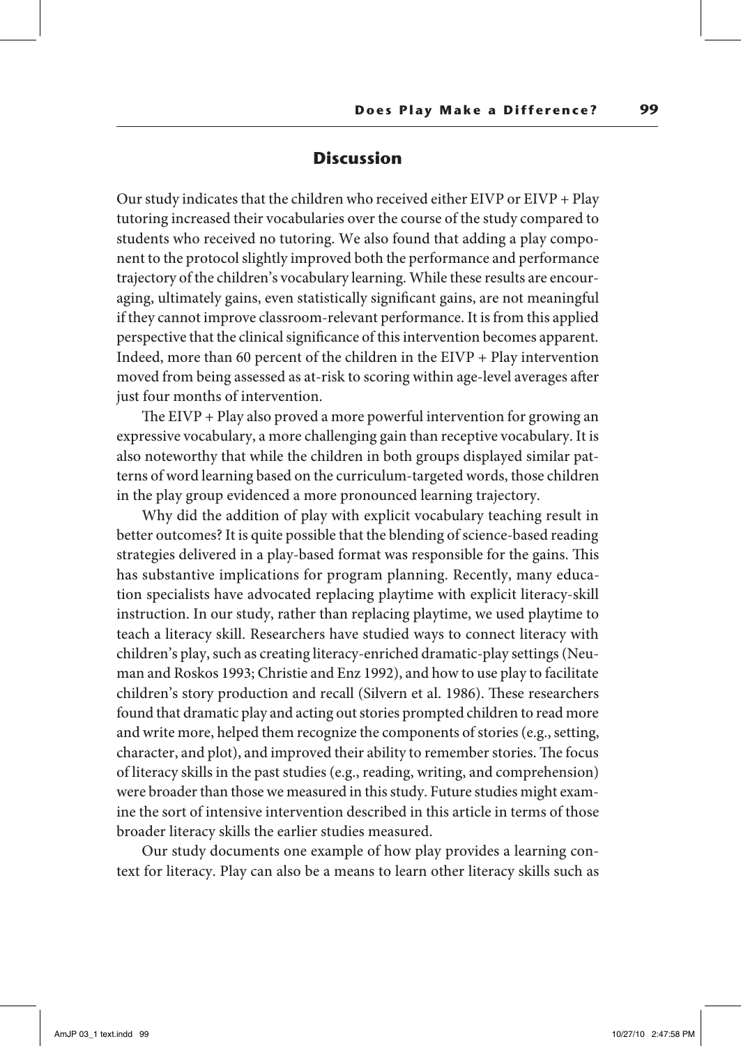## Discussion

Our study indicates that the children who received either EIVP or EIVP + Play tutoring increased their vocabularies over the course of the study compared to students who received no tutoring. We also found that adding a play component to the protocol slightly improved both the performance and performance trajectory of the children's vocabulary learning. While these results are encouraging, ultimately gains, even statistically significant gains, are not meaningful if they cannot improve classroom-relevant performance. It is from this applied perspective that the clinical significance of this intervention becomes apparent. Indeed, more than 60 percent of the children in the EIVP + Play intervention moved from being assessed as at-risk to scoring within age-level averages after just four months of intervention.

The EIVP + Play also proved a more powerful intervention for growing an expressive vocabulary, a more challenging gain than receptive vocabulary. It is also noteworthy that while the children in both groups displayed similar patterns of word learning based on the curriculum-targeted words, those children in the play group evidenced a more pronounced learning trajectory.

Why did the addition of play with explicit vocabulary teaching result in better outcomes? It is quite possible that the blending of science-based reading strategies delivered in a play-based format was responsible for the gains. This has substantive implications for program planning. Recently, many education specialists have advocated replacing playtime with explicit literacy-skill instruction. In our study, rather than replacing playtime, we used playtime to teach a literacy skill. Researchers have studied ways to connect literacy with children's play, such as creating literacy-enriched dramatic-play settings (Neuman and Roskos 1993; Christie and Enz 1992), and how to use play to facilitate children's story production and recall (Silvern et al. 1986). These researchers found that dramatic play and acting out stories prompted children to read more and write more, helped them recognize the components of stories (e.g., setting, character, and plot), and improved their ability to remember stories. The focus of literacy skills in the past studies (e.g., reading, writing, and comprehension) were broader than those we measured in this study. Future studies might examine the sort of intensive intervention described in this article in terms of those broader literacy skills the earlier studies measured.

Our study documents one example of how play provides a learning context for literacy. Play can also be a means to learn other literacy skills such as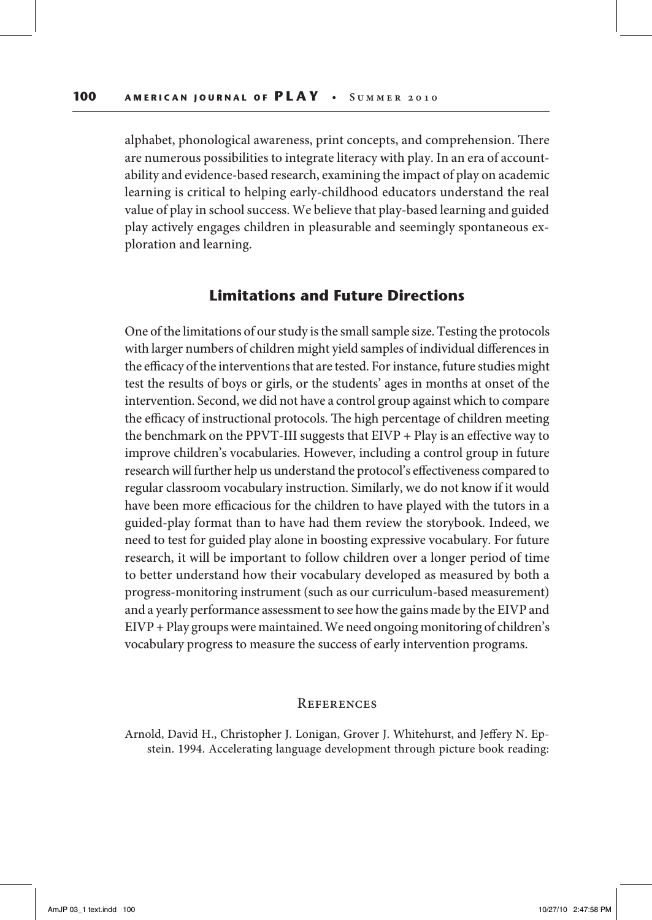alphabet, phonological awareness, print concepts, and comprehension. There are numerous possibilities to integrate literacy with play. In an era of accountability and evidence-based research, examining the impact of play on academic learning is critical to helping early-childhood educators understand the real value of play in school success. We believe that play-based learning and guided play actively engages children in pleasurable and seemingly spontaneous exploration and learning.

## Limitations and Future Directions

One of the limitations of our study is the small sample size. Testing the protocols with larger numbers of children might yield samples of individual differences in the efficacy of the interventions that are tested. For instance, future studies might test the results of boys or girls, or the students' ages in months at onset of the intervention. Second, we did not have a control group against which to compare the efficacy of instructional protocols. The high percentage of children meeting the benchmark on the PPVT-III suggests that EIVP + Play is an effective way to improve children's vocabularies. However, including a control group in future research will further help us understand the protocol's effectiveness compared to regular classroom vocabulary instruction. Similarly, we do not know if it would have been more efficacious for the children to have played with the tutors in a guided-play format than to have had them review the storybook. Indeed, we need to test for guided play alone in boosting expressive vocabulary. For future research, it will be important to follow children over a longer period of time to better understand how their vocabulary developed as measured by both a progress-monitoring instrument (such as our curriculum-based measurement) and a yearly performance assessment to see how the gains made by the EIVP and EIVP + Play groups were maintained. We need ongoing monitoring of children's vocabulary progress to measure the success of early intervention programs.

### References

Arnold, David H., Christopher J. Lonigan, Grover J. Whitehurst, and Jeffery N. Epstein. 1994. Accelerating language development through picture book reading: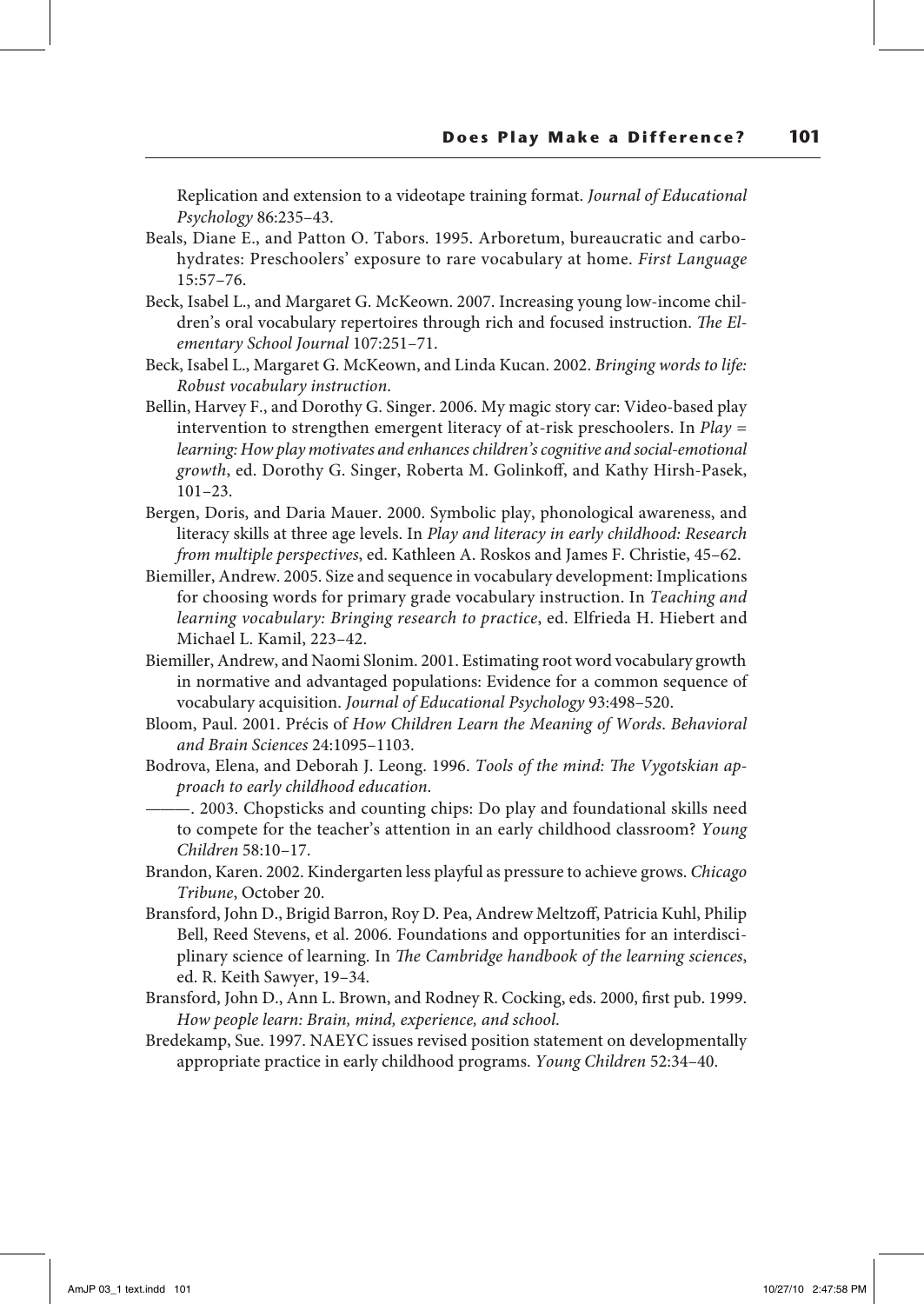Replication and extension to a videotape training format. *Journal of Educational Psychology* 86:235–43.

Beals, Diane E., and Patton O. Tabors. 1995. Arboretum, bureaucratic and carbohydrates: Preschoolers' exposure to rare vocabulary at home. *First Language* 15:57–76.

Beck, Isabel L., and Margaret G. McKeown. 2007. Increasing young low-income children's oral vocabulary repertoires through rich and focused instruction. *The Elementary School Journal* 107:251–71.

Beck, Isabel L., Margaret G. McKeown, and Linda Kucan. 2002. *Bringing words to life: Robust vocabulary instruction*.

Bellin, Harvey F., and Dorothy G. Singer. 2006. My magic story car: Video-based play intervention to strengthen emergent literacy of at-risk preschoolers. In *Play = learning: How play motivates and enhances children's cognitive and social-emotional growth*, ed. Dorothy G. Singer, Roberta M. Golinkoff, and Kathy Hirsh-Pasek, 101–23.

Bergen, Doris, and Daria Mauer. 2000. Symbolic play, phonological awareness, and literacy skills at three age levels. In *Play and literacy in early childhood: Research from multiple perspectives*, ed. Kathleen A. Roskos and James F. Christie, 45–62.

Biemiller, Andrew. 2005. Size and sequence in vocabulary development: Implications for choosing words for primary grade vocabulary instruction. In *Teaching and learning vocabulary: Bringing research to practice*, ed. Elfrieda H. Hiebert and Michael L. Kamil, 223–42.

Biemiller, Andrew, and Naomi Slonim. 2001. Estimating root word vocabulary growth in normative and advantaged populations: Evidence for a common sequence of vocabulary acquisition. *Journal of Educational Psychology* 93:498–520.

Bloom, Paul. 2001. Précis of *How Children Learn the Meaning of Words*. *Behavioral and Brain Sciences* 24:1095–1103.

Bodrova, Elena, and Deborah J. Leong. 1996. *Tools of the mind: The Vygotskian approach to early childhood education*.

———. 2003. Chopsticks and counting chips: Do play and foundational skills need to compete for the teacher's attention in an early childhood classroom? *Young Children* 58:10–17.

Brandon, Karen. 2002. Kindergarten less playful as pressure to achieve grows. *Chicago Tribune*, October 20.

Bransford, John D., Brigid Barron, Roy D. Pea, Andrew Meltzoff, Patricia Kuhl, Philip Bell, Reed Stevens, et al. 2006. Foundations and opportunities for an interdisciplinary science of learning. In *The Cambridge handbook of the learning sciences*, ed. R. Keith Sawyer, 19–34.

Bransford, John D., Ann L. Brown, and Rodney R. Cocking, eds. 2000, first pub. 1999. *How people learn: Brain, mind, experience, and school*.

Bredekamp, Sue. 1997. NAEYC issues revised position statement on developmentally appropriate practice in early childhood programs. *Young Children* 52:34–40.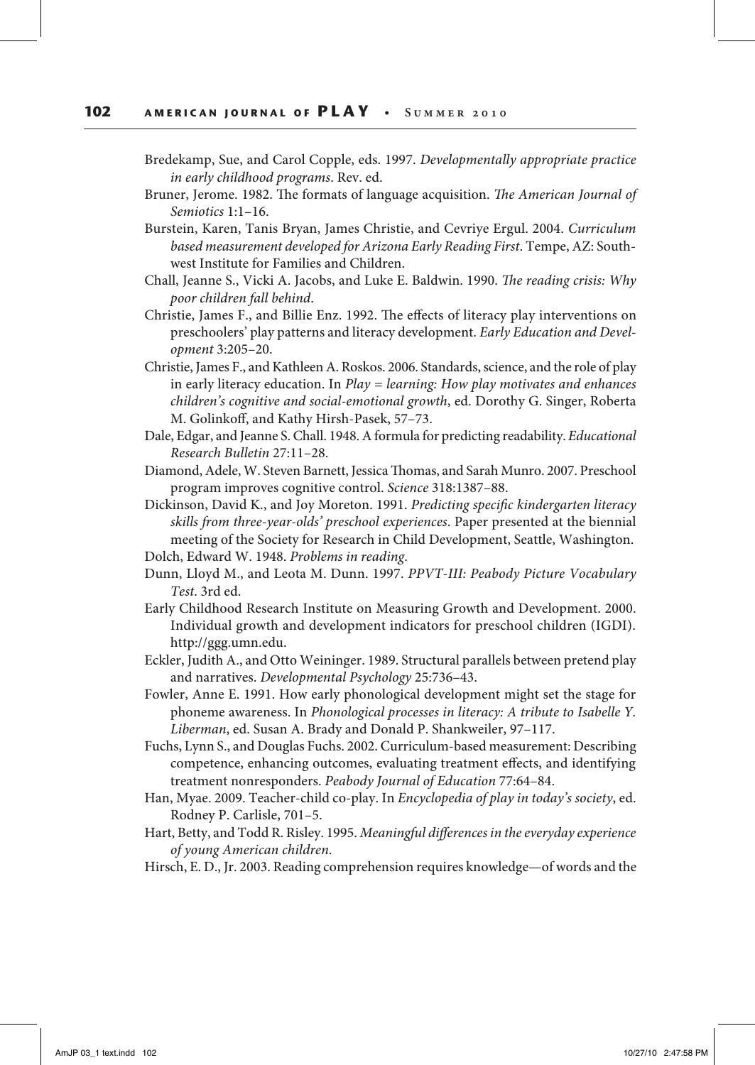Bredekamp, Sue, and Carol Copple, eds. 1997. *Developmentally appropriate practice in early childhood programs*. Rev. ed.

Bruner, Jerome. 1982. The formats of language acquisition. *The American Journal of Semiotics* 1:1–16.

Burstein, Karen, Tanis Bryan, James Christie, and Cevriye Ergul. 2004. *Curriculum based measurement developed for Arizona Early Reading First*. Tempe, AZ: Southwest Institute for Families and Children.

Chall, Jeanne S., Vicki A. Jacobs, and Luke E. Baldwin. 1990. *The reading crisis: Why poor children fall behind*.

Christie, James F., and Billie Enz. 1992. The effects of literacy play interventions on preschoolers' play patterns and literacy development. *Early Education and Development* 3:205–20.

Christie, James F., and Kathleen A. Roskos. 2006. Standards, science, and the role of play in early literacy education. In *Play = learning: How play motivates and enhances children's cognitive and social-emotional growth*, ed. Dorothy G. Singer, Roberta M. Golinkoff, and Kathy Hirsh-Pasek, 57–73.

Dale, Edgar, and Jeanne S. Chall. 1948. A formula for predicting readability. *Educational Research Bulletin* 27:11–28.

Diamond, Adele, W. Steven Barnett, Jessica Thomas, and Sarah Munro. 2007. Preschool program improves cognitive control. *Science* 318:1387–88.

Dickinson, David K., and Joy Moreton. 1991. *Predicting specific kindergarten literacy skills from three-year-olds' preschool experiences*. Paper presented at the biennial meeting of the Society for Research in Child Development, Seattle, Washington.

Dolch, Edward W. 1948. *Problems in reading*.

Dunn, Lloyd M., and Leota M. Dunn. 1997. *PPVT-III: Peabody Picture Vocabulary Test*. 3rd ed.

Early Childhood Research Institute on Measuring Growth and Development. 2000. Individual growth and development indicators for preschool children (IGDI). http://ggg.umn.edu.

Eckler, Judith A., and Otto Weininger. 1989. Structural parallels between pretend play and narratives. *Developmental Psychology* 25:736–43.

Fowler, Anne E. 1991. How early phonological development might set the stage for phoneme awareness. In *Phonological processes in literacy: A tribute to Isabelle Y. Liberman*, ed. Susan A. Brady and Donald P. Shankweiler, 97–117.

Fuchs, Lynn S., and Douglas Fuchs. 2002. Curriculum-based measurement: Describing competence, enhancing outcomes, evaluating treatment effects, and identifying treatment nonresponders. *Peabody Journal of Education* 77:64–84.

Han, Myae. 2009. Teacher-child co-play. In *Encyclopedia of play in today's society*, ed. Rodney P. Carlisle, 701–5.

Hart, Betty, and Todd R. Risley. 1995. *Meaningful differences in the everyday experience of young American children*.

Hirsch, E. D., Jr. 2003. Reading comprehension requires knowledge—of words and the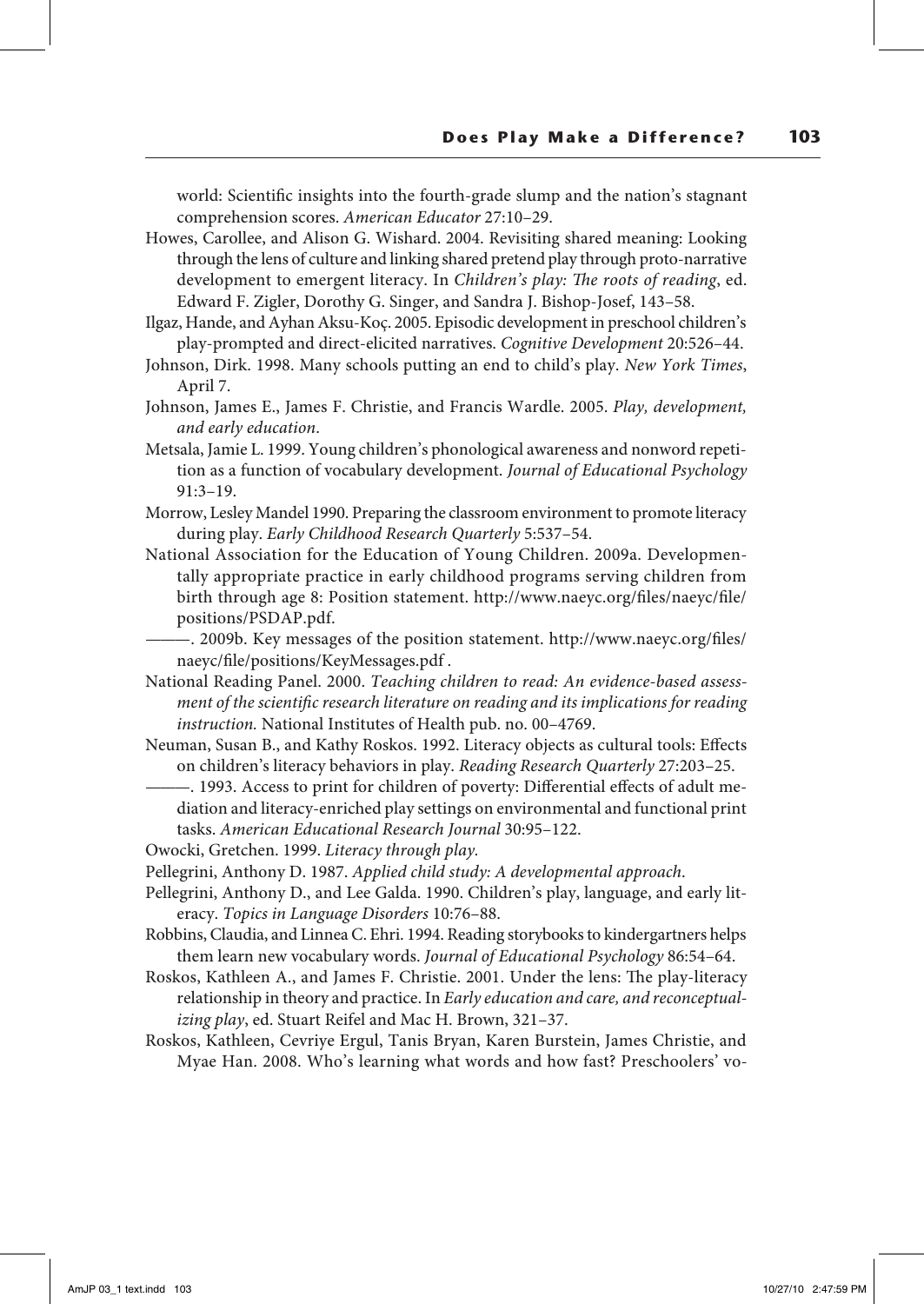world: Scientific insights into the fourth-grade slump and the nation's stagnant comprehension scores. *American Educator* 27:10–29.

Howes, Carollee, and Alison G. Wishard. 2004. Revisiting shared meaning: Looking through the lens of culture and linking shared pretend play through proto-narrative development to emergent literacy. In *Children's play: The roots of reading*, ed. Edward F. Zigler, Dorothy G. Singer, and Sandra J. Bishop-Josef, 143–58.

Ilgaz, Hande, and Ayhan Aksu-Koç. 2005. Episodic development in preschool children's play-prompted and direct-elicited narratives. *Cognitive Development* 20:526–44.

Johnson, Dirk. 1998. Many schools putting an end to child's play. *New York Times*, April 7.

Johnson, James E., James F. Christie, and Francis Wardle. 2005. *Play, development, and early education*.

Metsala, Jamie L. 1999. Young children's phonological awareness and nonword repetition as a function of vocabulary development. *Journal of Educational Psychology* 91:3–19.

Morrow, Lesley Mandel 1990. Preparing the classroom environment to promote literacy during play. *Early Childhood Research Quarterly* 5:537–54.

National Association for the Education of Young Children. 2009a. Developmentally appropriate practice in early childhood programs serving children from birth through age 8: Position statement. http://www.naeyc.org/files/naeyc/file/positions/PSDAP.pdf.

———. 2009b. Key messages of the position statement. http://www.naeyc.org/files/naeyc/file/positions/KeyMessages.pdf .

National Reading Panel. 2000. *Teaching children to read: An evidence-based assessment of the scientific research literature on reading and its implications for reading instruction.* National Institutes of Health pub. no. 00–4769.

Neuman, Susan B., and Kathy Roskos. 1992. Literacy objects as cultural tools: Effects on children's literacy behaviors in play. *Reading Research Quarterly* 27:203–25.

———. 1993. Access to print for children of poverty: Differential effects of adult mediation and literacy-enriched play settings on environmental and functional print tasks. *American Educational Research Journal* 30:95–122.

Owocki, Gretchen. 1999. *Literacy through play*.

Pellegrini, Anthony D. 1987. *Applied child study: A developmental approach*.

Pellegrini, Anthony D., and Lee Galda. 1990. Children's play, language, and early literacy. *Topics in Language Disorders* 10:76–88.

Robbins, Claudia, and Linnea C. Ehri. 1994. Reading storybooks to kindergartners helps them learn new vocabulary words. *Journal of Educational Psychology* 86:54–64.

Roskos, Kathleen A., and James F. Christie. 2001. Under the lens: The play-literacy relationship in theory and practice. In *Early education and care, and reconceptualizing play*, ed. Stuart Reifel and Mac H. Brown, 321–37.

Roskos, Kathleen, Cevriye Ergul, Tanis Bryan, Karen Burstein, James Christie, and Myae Han. 2008. Who's learning what words and how fast? Preschoolers' vo-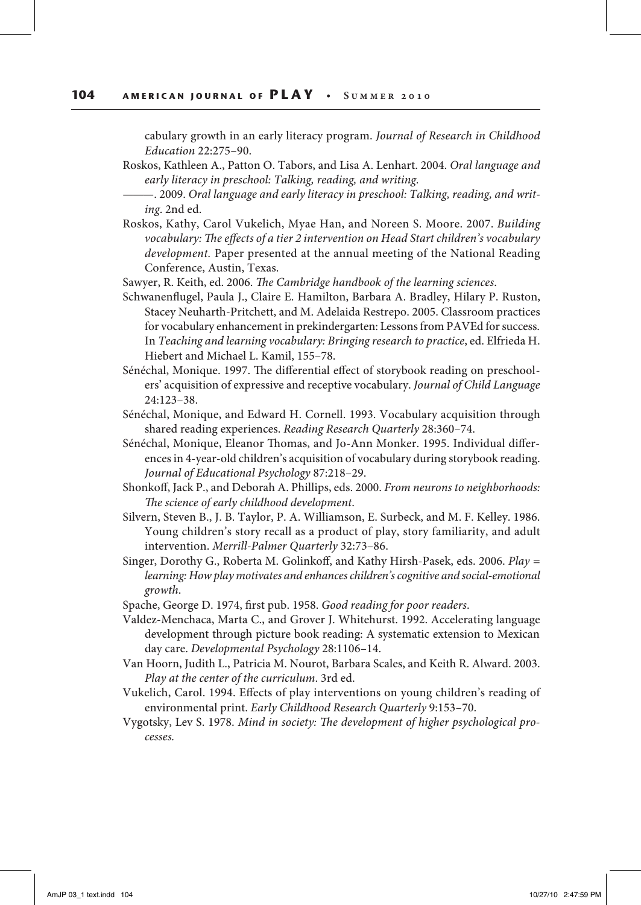cabulary growth in an early literacy program. *Journal of Research in Childhood Education* 22:275–90.

Roskos, Kathleen A., Patton O. Tabors, and Lisa A. Lenhart. 2004. *Oral language and early literacy in preschool: Talking, reading, and writing*.

———. 2009. *Oral language and early literacy in preschool: Talking, reading, and writing*. 2nd ed.

Roskos, Kathy, Carol Vukelich, Myae Han, and Noreen S. Moore. 2007. *Building vocabulary: The effects of a tier 2 intervention on Head Start children's vocabulary development.* Paper presented at the annual meeting of the National Reading Conference, Austin, Texas.

Sawyer, R. Keith, ed. 2006. *The Cambridge handbook of the learning sciences*.

Schwanenflugel, Paula J., Claire E. Hamilton, Barbara A. Bradley, Hilary P. Ruston, Stacey Neuharth-Pritchett, and M. Adelaida Restrepo. 2005. Classroom practices for vocabulary enhancement in prekindergarten: Lessons from PAVEd for success. In *Teaching and learning vocabulary: Bringing research to practice*, ed. Elfrieda H. Hiebert and Michael L. Kamil, 155–78.

Sénéchal, Monique. 1997. The differential effect of storybook reading on preschoolers' acquisition of expressive and receptive vocabulary. *Journal of Child Language* 24:123–38.

Sénéchal, Monique, and Edward H. Cornell. 1993. Vocabulary acquisition through shared reading experiences. *Reading Research Quarterly* 28:360–74.

Sénéchal, Monique, Eleanor Thomas, and Jo-Ann Monker. 1995. Individual differences in 4-year-old children's acquisition of vocabulary during storybook reading. *Journal of Educational Psychology* 87:218–29.

Shonkoff, Jack P., and Deborah A. Phillips, eds. 2000. *From neurons to neighborhoods: The science of early childhood development*.

Silvern, Steven B., J. B. Taylor, P. A. Williamson, E. Surbeck, and M. F. Kelley. 1986. Young children's story recall as a product of play, story familiarity, and adult intervention. *Merrill-Palmer Quarterly* 32:73–86.

Singer, Dorothy G., Roberta M. Golinkoff, and Kathy Hirsh-Pasek, eds. 2006. *Play = learning: How play motivates and enhances children's cognitive and social-emotional growth*.

Spache, George D. 1974, first pub. 1958. *Good reading for poor readers*.

Valdez-Menchaca, Marta C., and Grover J. Whitehurst. 1992. Accelerating language development through picture book reading: A systematic extension to Mexican day care. *Developmental Psychology* 28:1106–14.

Van Hoorn, Judith L., Patricia M. Nourot, Barbara Scales, and Keith R. Alward. 2003. *Play at the center of the curriculum*. 3rd ed.

Vukelich, Carol. 1994. Effects of play interventions on young children's reading of environmental print. *Early Childhood Research Quarterly* 9:153–70.

Vygotsky, Lev S. 1978. *Mind in society: The development of higher psychological processes.*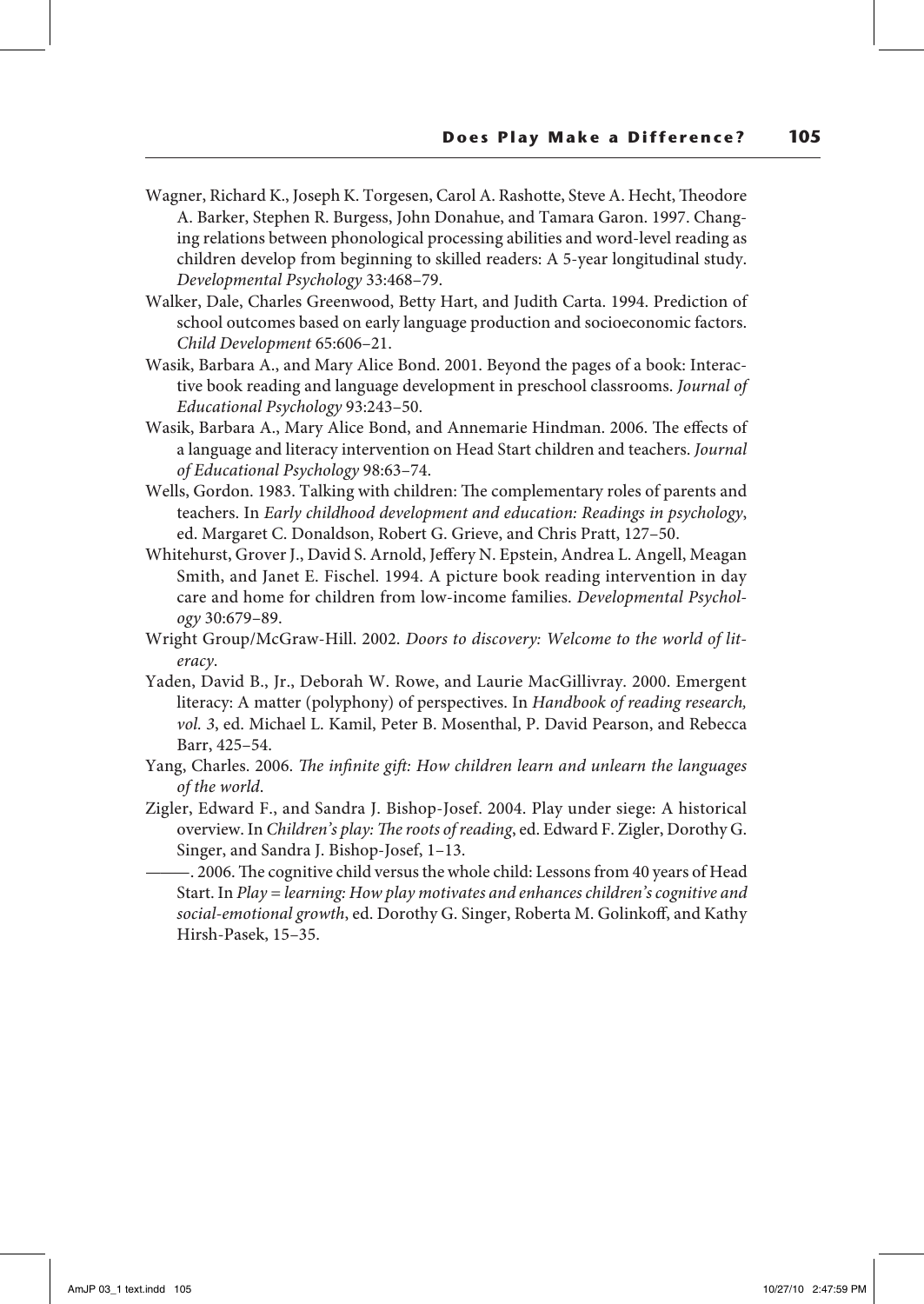Wagner, Richard K., Joseph K. Torgesen, Carol A. Rashotte, Steve A. Hecht, Theodore A. Barker, Stephen R. Burgess, John Donahue, and Tamara Garon. 1997. Changing relations between phonological processing abilities and word-level reading as children develop from beginning to skilled readers: A 5-year longitudinal study. *Developmental Psychology* 33:468–79.

Walker, Dale, Charles Greenwood, Betty Hart, and Judith Carta. 1994. Prediction of school outcomes based on early language production and socioeconomic factors. *Child Development* 65:606–21.

Wasik, Barbara A., and Mary Alice Bond. 2001. Beyond the pages of a book: Interactive book reading and language development in preschool classrooms. *Journal of Educational Psychology* 93:243–50.

Wasik, Barbara A., Mary Alice Bond, and Annemarie Hindman. 2006. The effects of a language and literacy intervention on Head Start children and teachers. *Journal of Educational Psychology* 98:63–74.

Wells, Gordon. 1983. Talking with children: The complementary roles of parents and teachers. In *Early childhood development and education: Readings in psychology*, ed. Margaret C. Donaldson, Robert G. Grieve, and Chris Pratt, 127–50.

Whitehurst, Grover J., David S. Arnold, Jeffery N. Epstein, Andrea L. Angell, Meagan Smith, and Janet E. Fischel. 1994. A picture book reading intervention in day care and home for children from low-income families. *Developmental Psychology* 30:679–89.

Wright Group/McGraw-Hill. 2002. *Doors to discovery: Welcome to the world of literacy*.

Yaden, David B., Jr., Deborah W. Rowe, and Laurie MacGillivray. 2000. Emergent literacy: A matter (polyphony) of perspectives. In *Handbook of reading research, vol. 3*, ed. Michael L. Kamil, Peter B. Mosenthal, P. David Pearson, and Rebecca Barr, 425–54.

Yang, Charles. 2006. *The infinite gift: How children learn and unlearn the languages of the world*.

Zigler, Edward F., and Sandra J. Bishop-Josef. 2004. Play under siege: A historical overview. In *Children's play: The roots of reading*, ed. Edward F. Zigler, Dorothy G. Singer, and Sandra J. Bishop-Josef, 1–13.

———. 2006. The cognitive child versus the whole child: Lessons from 40 years of Head Start. In *Play = learning: How play motivates and enhances children's cognitive and social-emotional growth*, ed. Dorothy G. Singer, Roberta M. Golinkoff, and Kathy Hirsh-Pasek, 15–35.